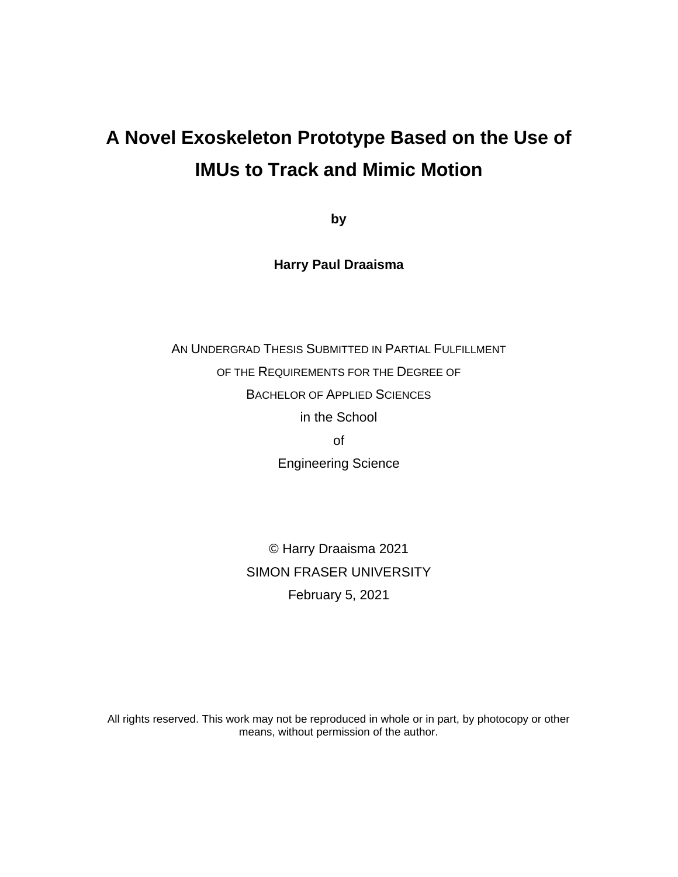# A Novel Exoskeleton Prototype Based on the Use of IMUs to Track and Mimic Motion

**by**

**Harry Paul Draaisma**

AN UNDERGRAD THESIS SUBMITTED IN PARTIAL FULFILLMENT
OF THE REQUIREMENTS FOR THE DEGREE OF
BACHELOR OF APPLIED SCIENCES
in the School
of
Engineering Science

© Harry Draaisma 2021
SIMON FRASER UNIVERSITY
February 5, 2021

All rights reserved. This work may not be reproduced in whole or in part, by photocopy or other means, without permission of the author.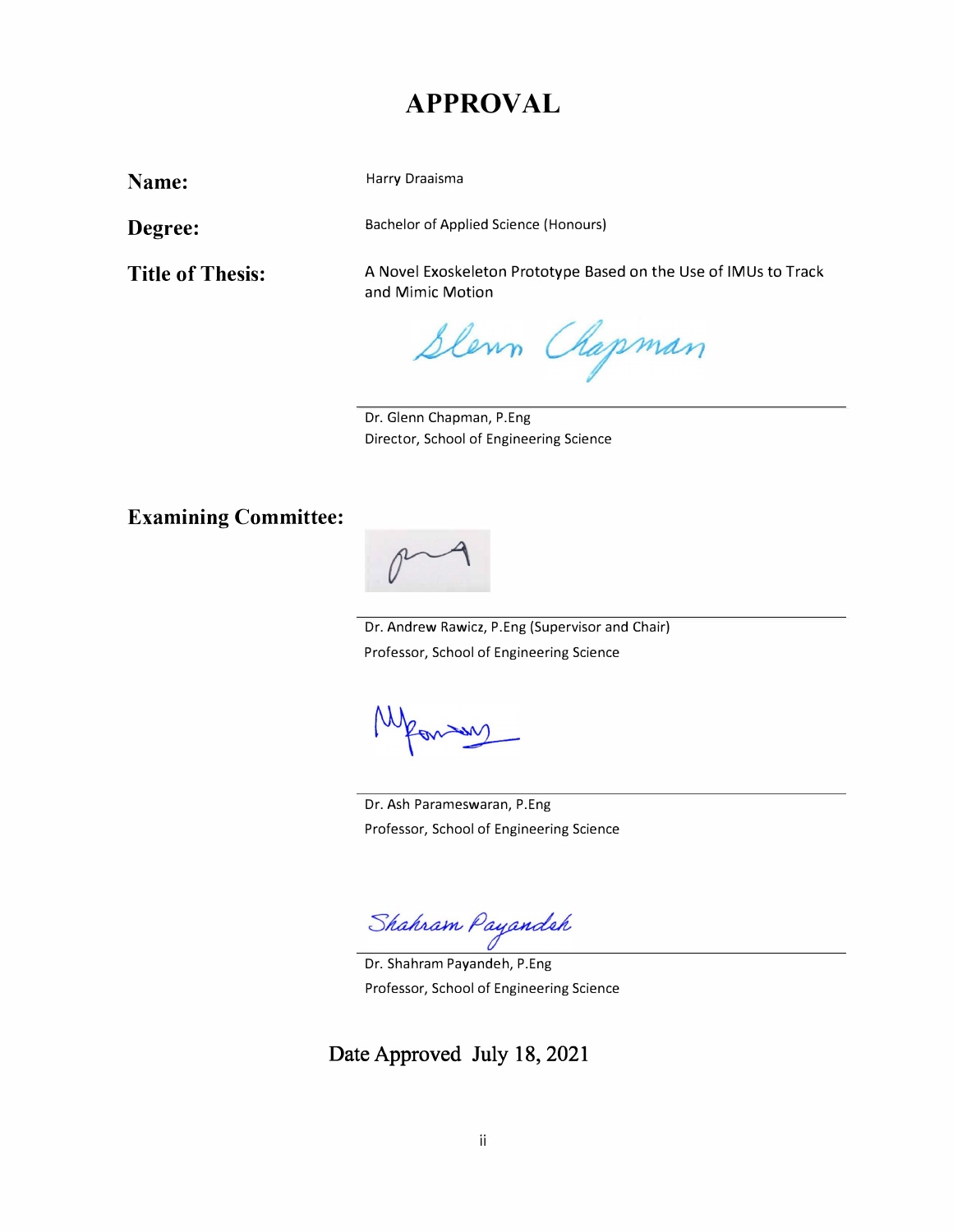# APPROVAL

**Name:** Harry Draaisma

**Degree:** Bachelor of Applied Science (Honours)

**Title of Thesis:** A Novel Exoskeleton Prototype Based on the Use of IMUs to Track and Mimic Motion

Dr. Glenn Chapman, P.Eng
Director, School of Engineering Science

**Examining Committee:**

Dr. Andrew Rawicz, P.Eng (Supervisor and Chair)
Professor, School of Engineering Science

Dr. Ash Parameswaran, P.Eng
Professor, School of Engineering Science

Dr. Shahram Payandeh, P.Eng
Professor, School of Engineering Science

Date Approved July 18, 2021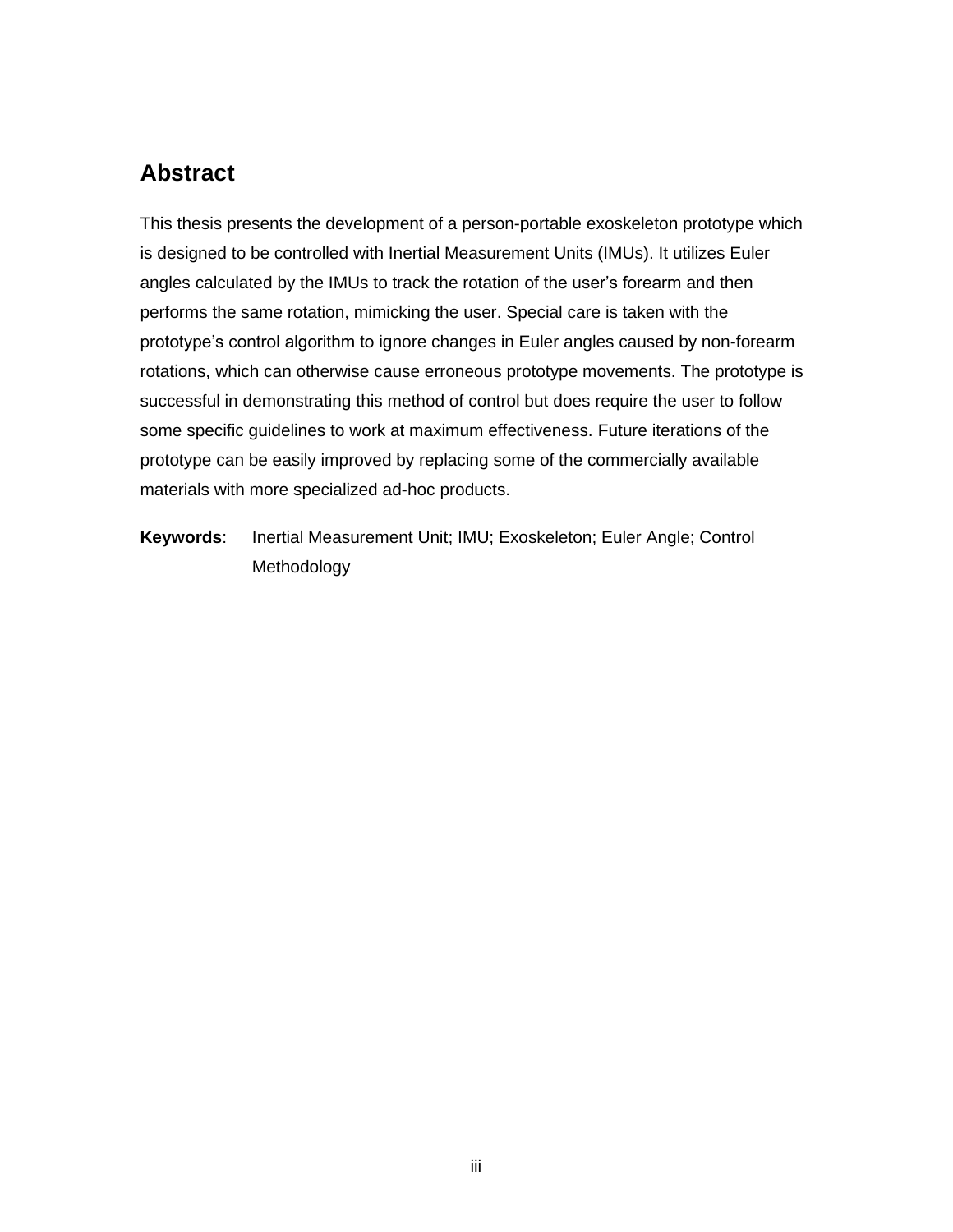## Abstract

This thesis presents the development of a person-portable exoskeleton prototype which is designed to be controlled with Inertial Measurement Units (IMUs). It utilizes Euler angles calculated by the IMUs to track the rotation of the user's forearm and then performs the same rotation, mimicking the user. Special care is taken with the prototype's control algorithm to ignore changes in Euler angles caused by non-forearm rotations, which can otherwise cause erroneous prototype movements. The prototype is successful in demonstrating this method of control but does require the user to follow some specific guidelines to work at maximum effectiveness. Future iterations of the prototype can be easily improved by replacing some of the commercially available materials with more specialized ad-hoc products.

**Keywords**: Inertial Measurement Unit; IMU; Exoskeleton; Euler Angle; Control Methodology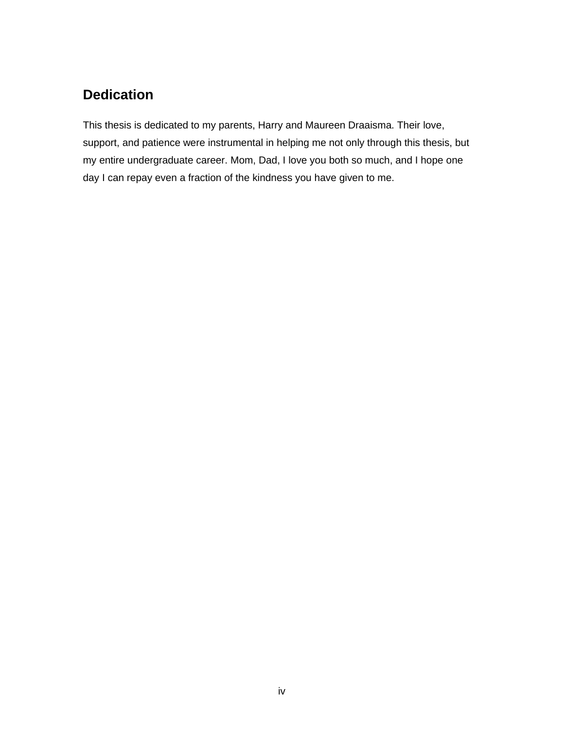## Dedication

This thesis is dedicated to my parents, Harry and Maureen Draaisma. Their love, support, and patience were instrumental in helping me not only through this thesis, but my entire undergraduate career. Mom, Dad, I love you both so much, and I hope one day I can repay even a fraction of the kindness you have given to me.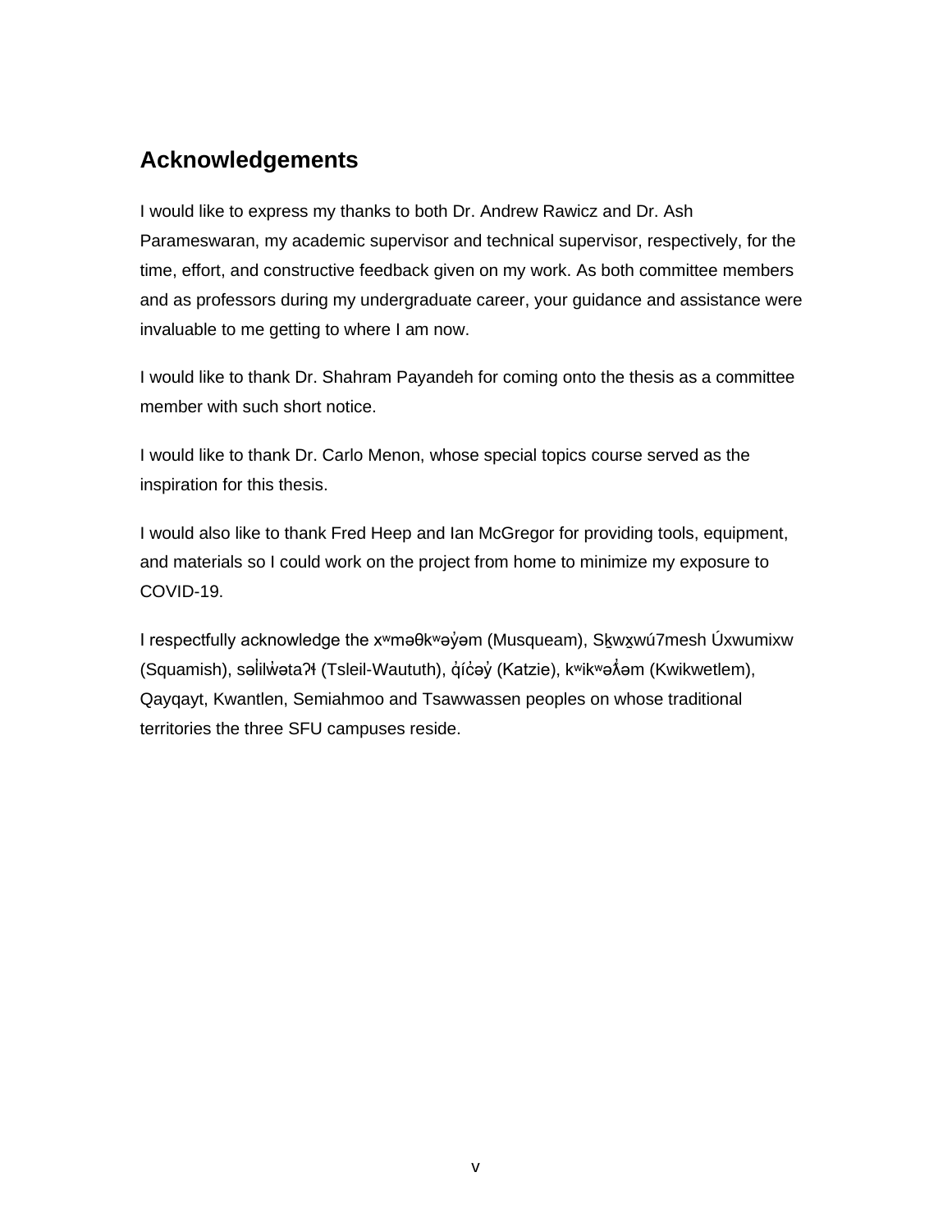## Acknowledgements

I would like to express my thanks to both Dr. Andrew Rawicz and Dr. Ash Parameswaran, my academic supervisor and technical supervisor, respectively, for the time, effort, and constructive feedback given on my work. As both committee members and as professors during my undergraduate career, your guidance and assistance were invaluable to me getting to where I am now.

I would like to thank Dr. Shahram Payandeh for coming onto the thesis as a committee member with such short notice.

I would like to thank Dr. Carlo Menon, whose special topics course served as the inspiration for this thesis.

I would also like to thank Fred Heep and Ian McGregor for providing tools, equipment, and materials so I could work on the project from home to minimize my exposure to COVID-19.

I respectfully acknowledge the xʷməθkʷəy̓əm (Musqueam), Sḵwx̱wú7mesh Úxwumixw (Squamish), səl̓ilw̓ətaʔɬ (Tsleil-Waututh), q̓íc̓əy̓ (Katzie), kʷikʷəƛ̓əm (Kwikwetlem), Qayqayt, Kwantlen, Semiahmoo and Tsawwassen peoples on whose traditional territories the three SFU campuses reside.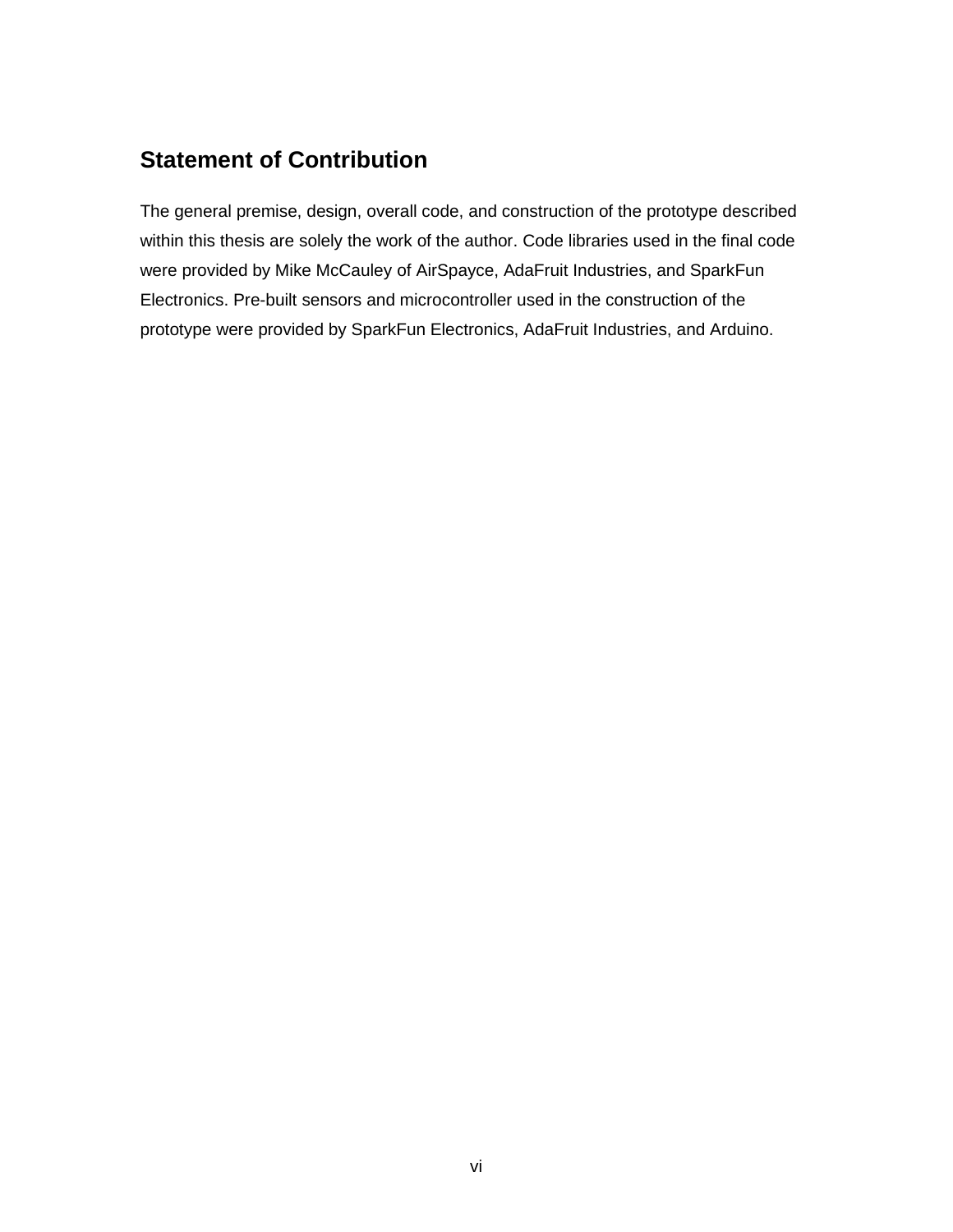## Statement of Contribution

The general premise, design, overall code, and construction of the prototype described within this thesis are solely the work of the author. Code libraries used in the final code were provided by Mike McCauley of AirSpayce, AdaFruit Industries, and SparkFun Electronics. Pre-built sensors and microcontroller used in the construction of the prototype were provided by SparkFun Electronics, AdaFruit Industries, and Arduino.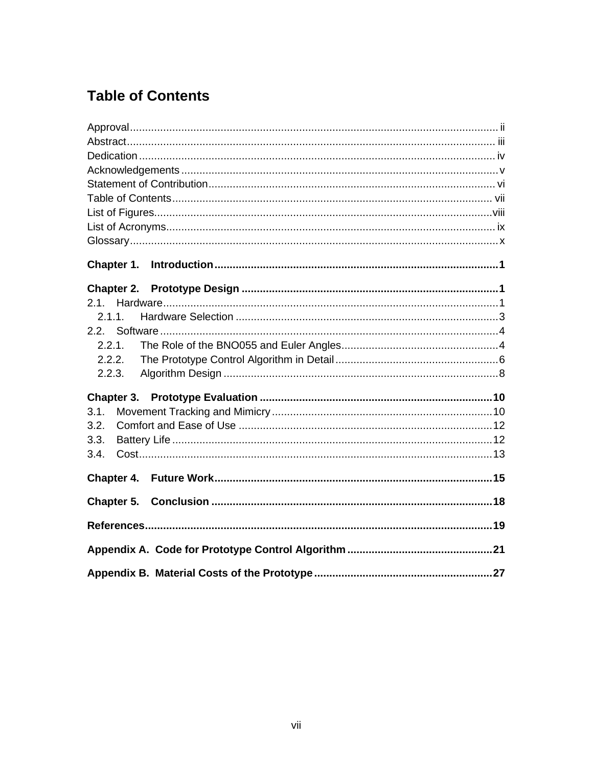# Table of Contents

Approval ........................................................................................................................ ii
Abstract ........................................................................................................................ iii
Dedication .................................................................................................................... iv
Acknowledgements ....................................................................................................... v
Statement of Contribution ............................................................................................. vi
Table of Contents ......................................................................................................... vii
List of Figures .............................................................................................................. viii
List of Acronyms ........................................................................................................... ix
Glossary ........................................................................................................................ x

**Chapter 1. Introduction ............................................................................................ 1**

**Chapter 2. Prototype Design .................................................................................... 1**
2.1. Hardware ............................................................................................................. 1
2.1.1. Hardware Selection ...................................................................................... 3
2.2. Software .............................................................................................................. 4
2.2.1. The Role of the BNO055 and Euler Angles ................................................... 4
2.2.2. The Prototype Control Algorithm in Detail ..................................................... 6
2.2.3. Algorithm Design .......................................................................................... 8

**Chapter 3. Prototype Evaluation ............................................................................ 10**
3.1. Movement Tracking and Mimicry ........................................................................ 10
3.2. Comfort and Ease of Use ................................................................................... 12
3.3. Battery Life ......................................................................................................... 12
3.4. Cost .................................................................................................................... 13

**Chapter 4. Future Work ........................................................................................... 15**

**Chapter 5. Conclusion ............................................................................................ 18**

**References ................................................................................................................. 19**

**Appendix A. Code for Prototype Control Algorithm ............................................... 21**

**Appendix B. Material Costs of the Prototype .......................................................... 27**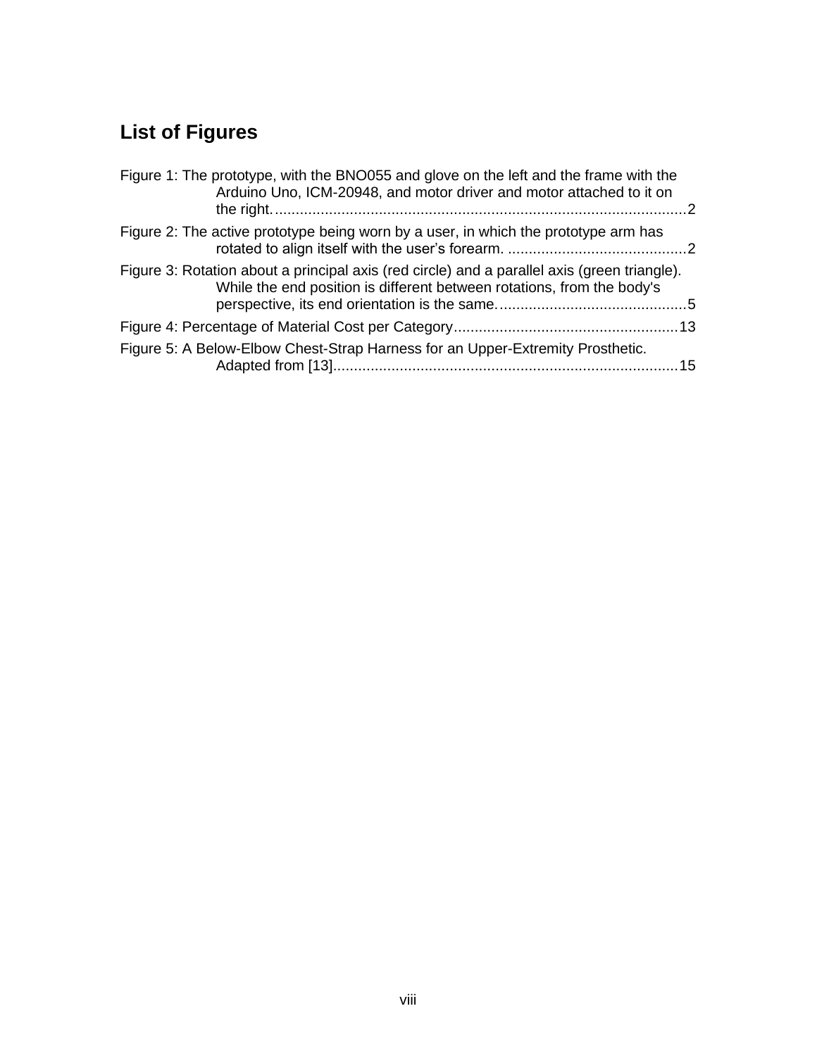## List of Figures

Figure 1: The prototype, with the BNO055 and glove on the left and the frame with the Arduino Uno, ICM-20948, and motor driver and motor attached to it on the right. .................................................................................................... 2

Figure 2: The active prototype being worn by a user, in which the prototype arm has rotated to align itself with the user’s forearm. ........................................... 2

Figure 3: Rotation about a principal axis (red circle) and a parallel axis (green triangle). While the end position is different between rotations, from the body's perspective, its end orientation is the same. ............................................ 5

Figure 4: Percentage of Material Cost per Category ..................................................... 13

Figure 5: A Below-Elbow Chest-Strap Harness for an Upper-Extremity Prosthetic. Adapted from [13] .................................................................................. 15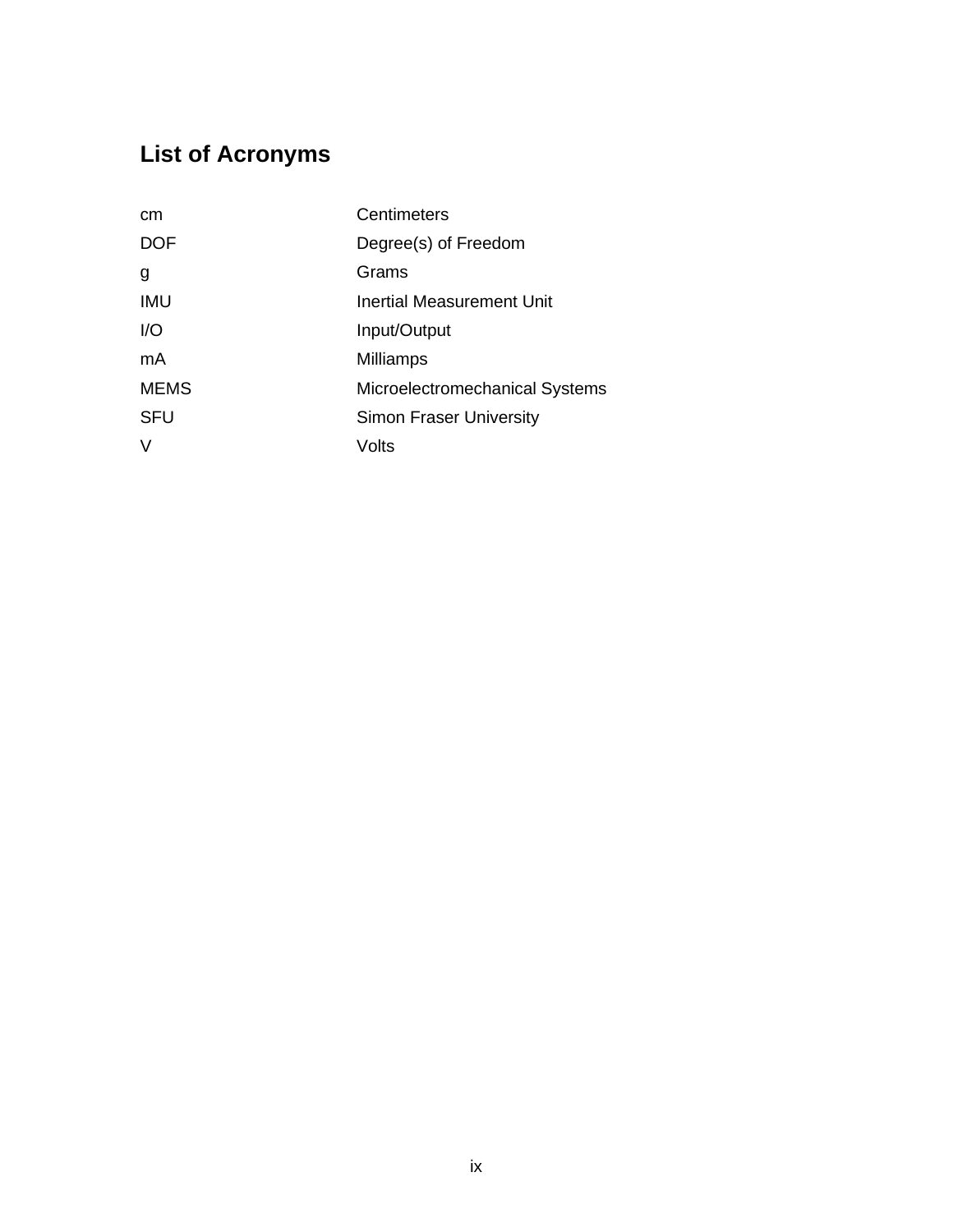## List of Acronyms

| | |
|---|---|
| cm | Centimeters |
| DOF | Degree(s) of Freedom |
| g | Grams |
| IMU | Inertial Measurement Unit |
| I/O | Input/Output |
| mA | Milliamps |
| MEMS | Microelectromechanical Systems |
| SFU | Simon Fraser University |
| V | Volts |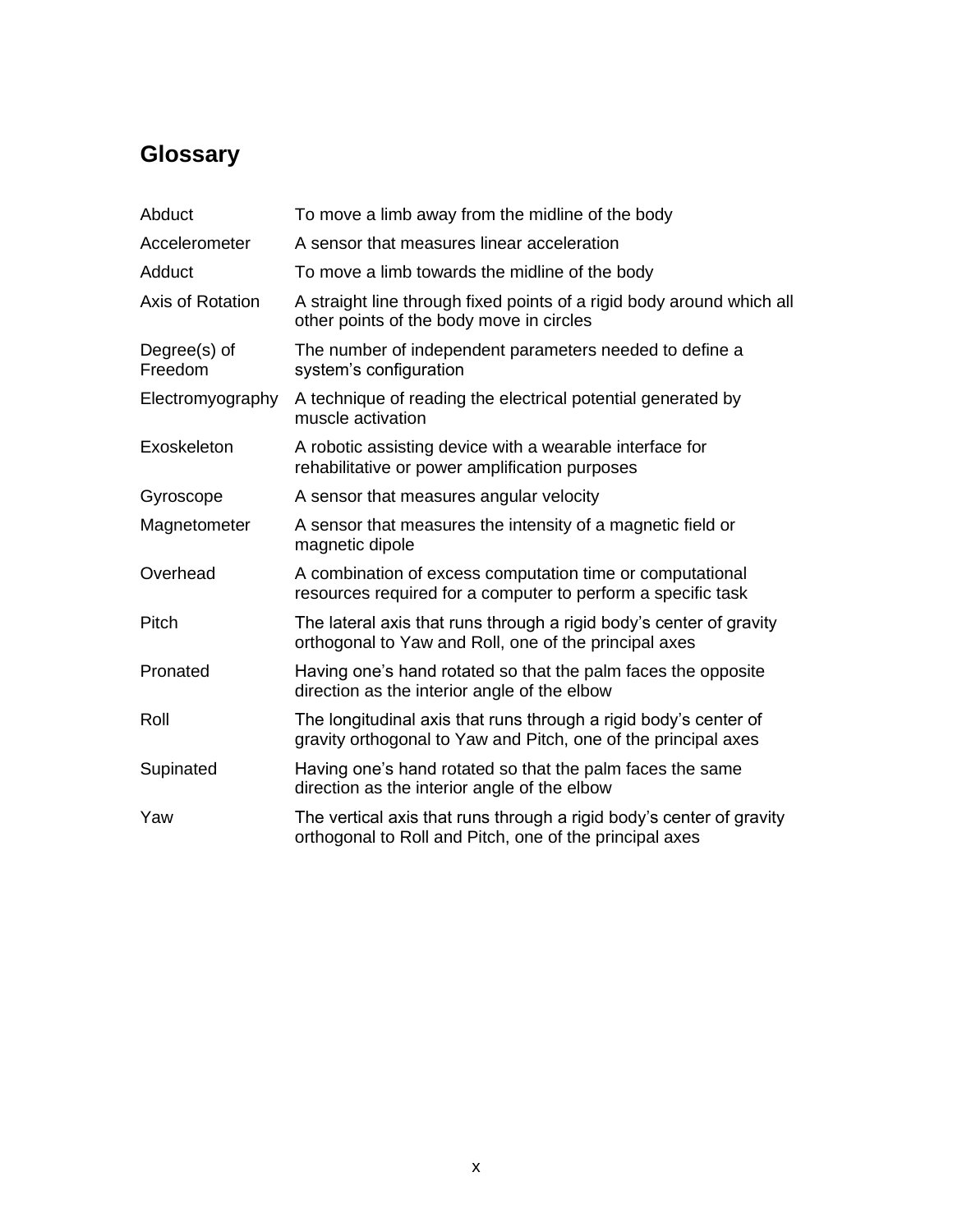# Glossary

| | |
|---|---|
| Abduct | To move a limb away from the midline of the body |
| Accelerometer | A sensor that measures linear acceleration |
| Adduct | To move a limb towards the midline of the body |
| Axis of Rotation | A straight line through fixed points of a rigid body around which all other points of the body move in circles |
| Degree(s) of Freedom | The number of independent parameters needed to define a system's configuration |
| Electromyography | A technique of reading the electrical potential generated by muscle activation |
| Exoskeleton | A robotic assisting device with a wearable interface for rehabilitative or power amplification purposes |
| Gyroscope | A sensor that measures angular velocity |
| Magnetometer | A sensor that measures the intensity of a magnetic field or magnetic dipole |
| Overhead | A combination of excess computation time or computational resources required for a computer to perform a specific task |
| Pitch | The lateral axis that runs through a rigid body's center of gravity orthogonal to Yaw and Roll, one of the principal axes |
| Pronated | Having one's hand rotated so that the palm faces the opposite direction as the interior angle of the elbow |
| Roll | The longitudinal axis that runs through a rigid body's center of gravity orthogonal to Yaw and Pitch, one of the principal axes |
| Supinated | Having one's hand rotated so that the palm faces the same direction as the interior angle of the elbow |
| Yaw | The vertical axis that runs through a rigid body's center of gravity orthogonal to Roll and Pitch, one of the principal axes |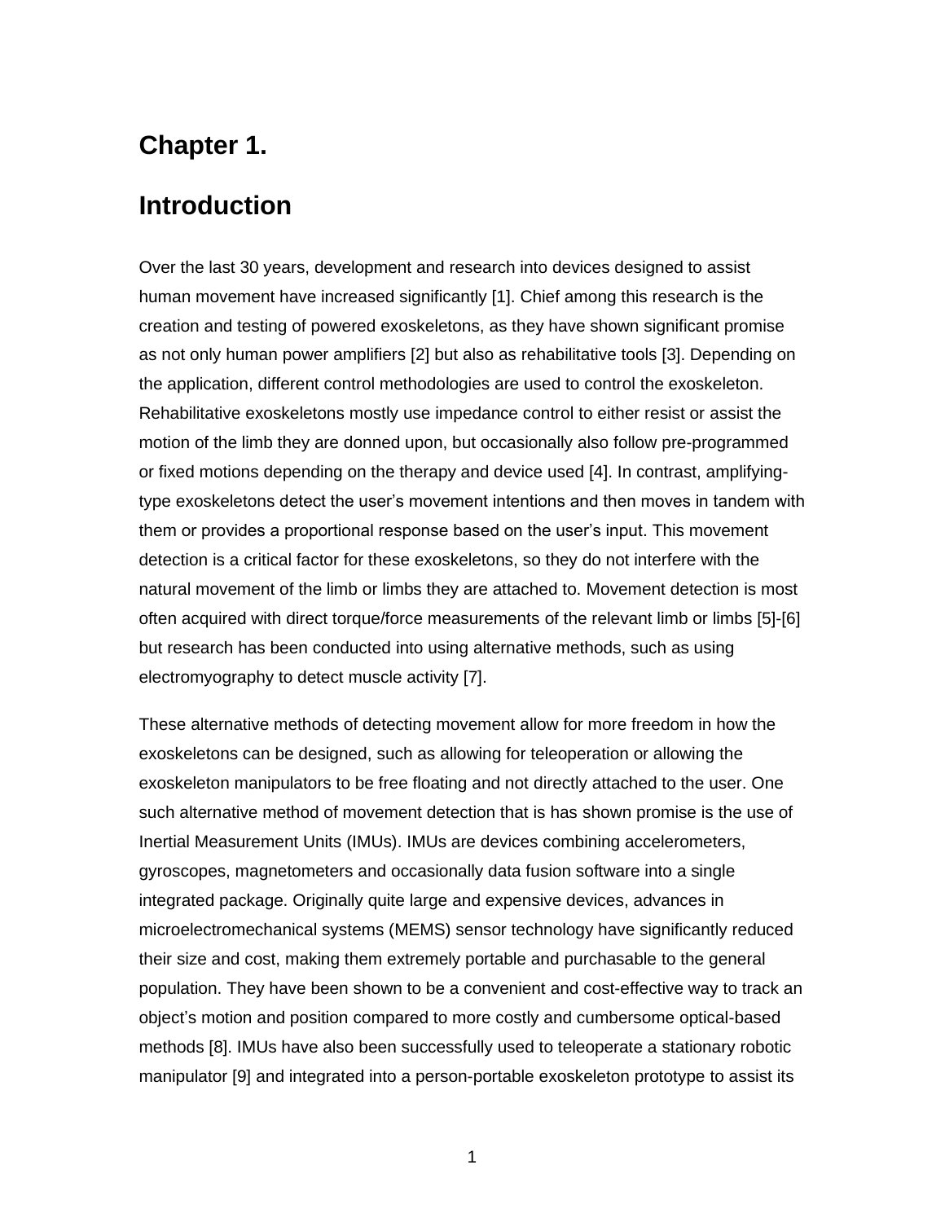# Chapter 1.

# Introduction

Over the last 30 years, development and research into devices designed to assist human movement have increased significantly [1]. Chief among this research is the creation and testing of powered exoskeletons, as they have shown significant promise as not only human power amplifiers [2] but also as rehabilitative tools [3]. Depending on the application, different control methodologies are used to control the exoskeleton. Rehabilitative exoskeletons mostly use impedance control to either resist or assist the motion of the limb they are donned upon, but occasionally also follow pre-programmed or fixed motions depending on the therapy and device used [4]. In contrast, amplifying-type exoskeletons detect the user's movement intentions and then moves in tandem with them or provides a proportional response based on the user's input. This movement detection is a critical factor for these exoskeletons, so they do not interfere with the natural movement of the limb or limbs they are attached to. Movement detection is most often acquired with direct torque/force measurements of the relevant limb or limbs [5]-[6] but research has been conducted into using alternative methods, such as using electromyography to detect muscle activity [7].

These alternative methods of detecting movement allow for more freedom in how the exoskeletons can be designed, such as allowing for teleoperation or allowing the exoskeleton manipulators to be free floating and not directly attached to the user. One such alternative method of movement detection that is has shown promise is the use of Inertial Measurement Units (IMUs). IMUs are devices combining accelerometers, gyroscopes, magnetometers and occasionally data fusion software into a single integrated package. Originally quite large and expensive devices, advances in microelectromechanical systems (MEMS) sensor technology have significantly reduced their size and cost, making them extremely portable and purchasable to the general population. They have been shown to be a convenient and cost-effective way to track an object's motion and position compared to more costly and cumbersome optical-based methods [8]. IMUs have also been successfully used to teleoperate a stationary robotic manipulator [9] and integrated into a person-portable exoskeleton prototype to assist its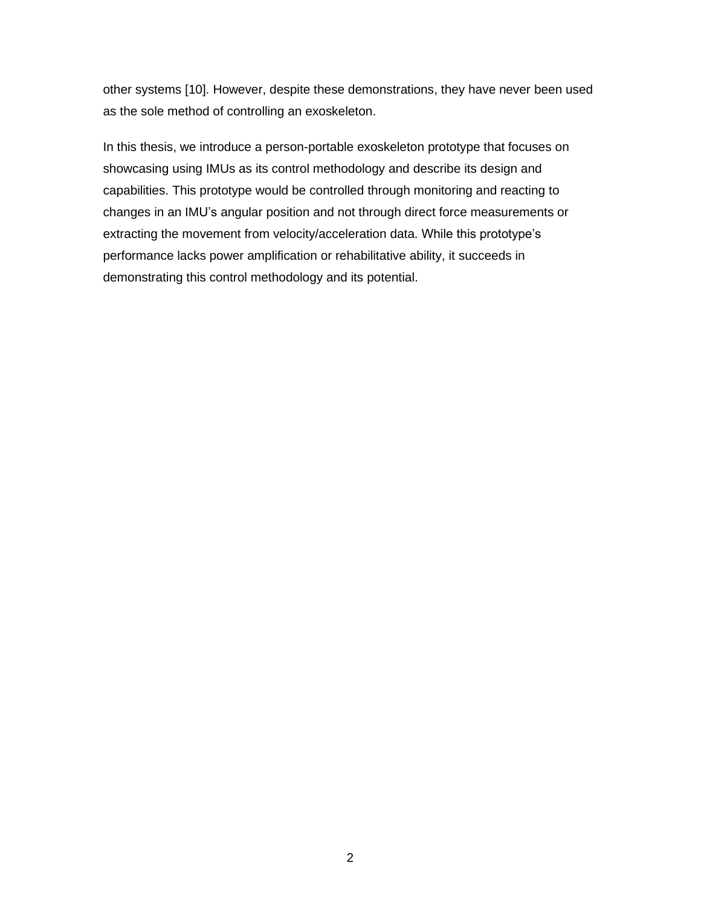other systems [10]. However, despite these demonstrations, they have never been used as the sole method of controlling an exoskeleton.

In this thesis, we introduce a person-portable exoskeleton prototype that focuses on showcasing using IMUs as its control methodology and describe its design and capabilities. This prototype would be controlled through monitoring and reacting to changes in an IMU's angular position and not through direct force measurements or extracting the movement from velocity/acceleration data. While this prototype's performance lacks power amplification or rehabilitative ability, it succeeds in demonstrating this control methodology and its potential.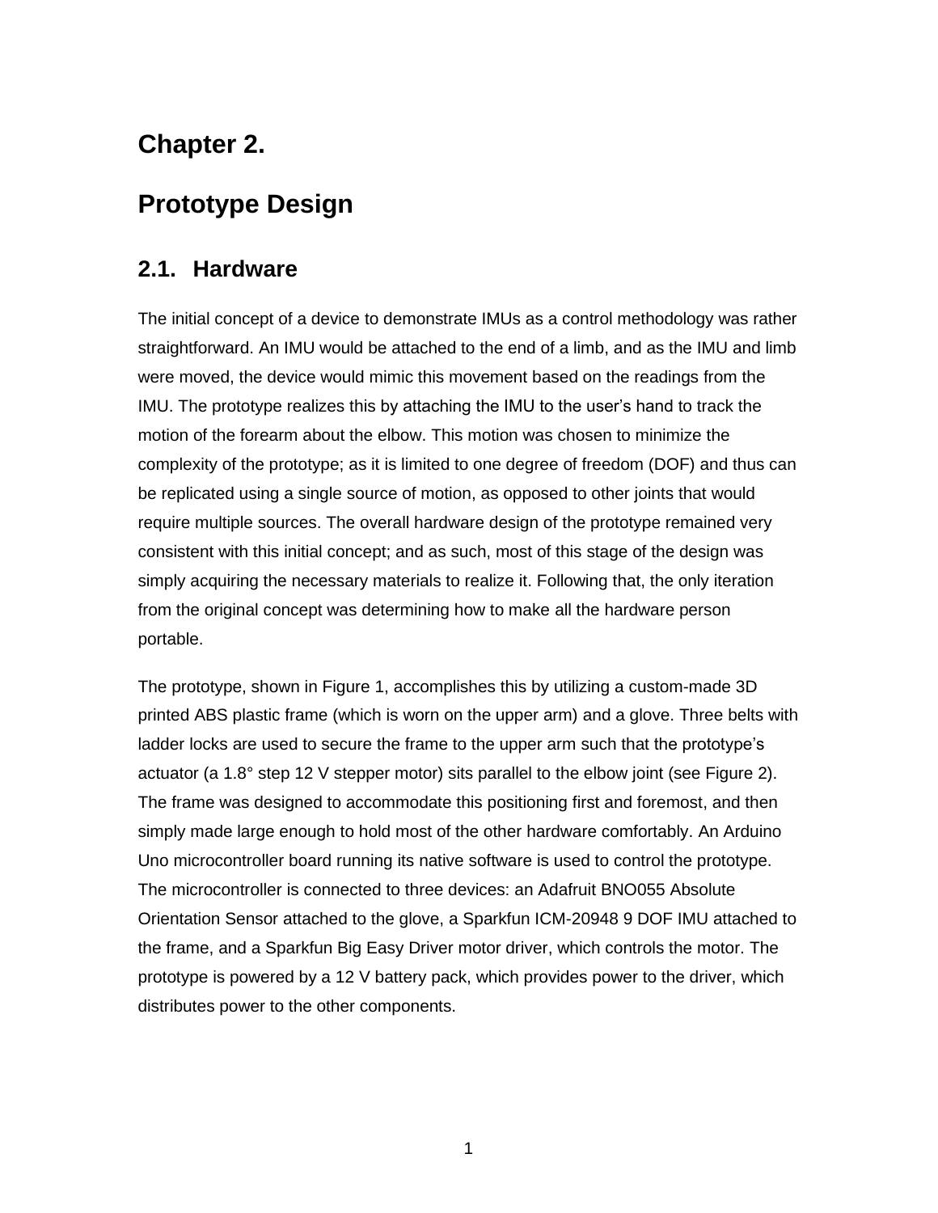# Chapter 2.

# Prototype Design

## 2.1. Hardware

The initial concept of a device to demonstrate IMUs as a control methodology was rather straightforward. An IMU would be attached to the end of a limb, and as the IMU and limb were moved, the device would mimic this movement based on the readings from the IMU. The prototype realizes this by attaching the IMU to the user's hand to track the motion of the forearm about the elbow. This motion was chosen to minimize the complexity of the prototype; as it is limited to one degree of freedom (DOF) and thus can be replicated using a single source of motion, as opposed to other joints that would require multiple sources. The overall hardware design of the prototype remained very consistent with this initial concept; and as such, most of this stage of the design was simply acquiring the necessary materials to realize it. Following that, the only iteration from the original concept was determining how to make all the hardware person portable.

The prototype, shown in Figure 1, accomplishes this by utilizing a custom-made 3D printed ABS plastic frame (which is worn on the upper arm) and a glove. Three belts with ladder locks are used to secure the frame to the upper arm such that the prototype's actuator (a 1.8° step 12 V stepper motor) sits parallel to the elbow joint (see Figure 2). The frame was designed to accommodate this positioning first and foremost, and then simply made large enough to hold most of the other hardware comfortably. An Arduino Uno microcontroller board running its native software is used to control the prototype. The microcontroller is connected to three devices: an Adafruit BNO055 Absolute Orientation Sensor attached to the glove, a Sparkfun ICM-20948 9 DOF IMU attached to the frame, and a Sparkfun Big Easy Driver motor driver, which controls the motor. The prototype is powered by a 12 V battery pack, which provides power to the driver, which distributes power to the other components.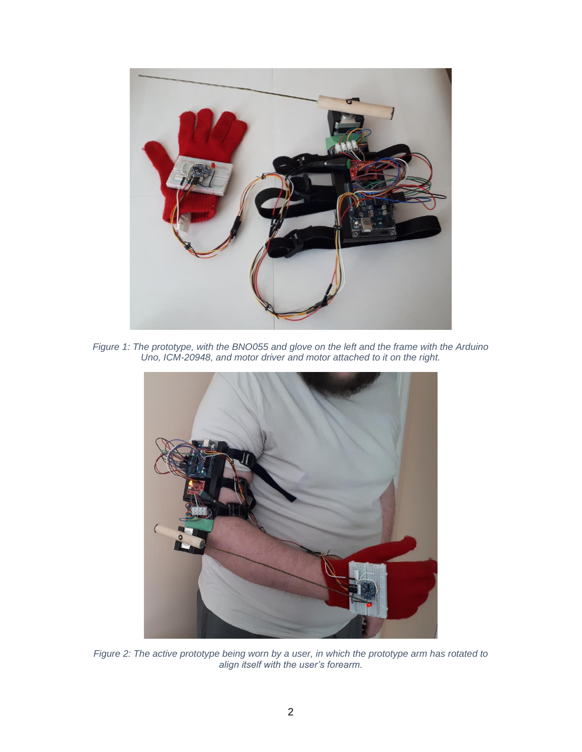*Figure 1: The prototype, with the BNO055 and glove on the left and the frame with the Arduino Uno, ICM-20948, and motor driver and motor attached to it on the right.*

*Figure 2: The active prototype being worn by a user, in which the prototype arm has rotated to align itself with the user's forearm.*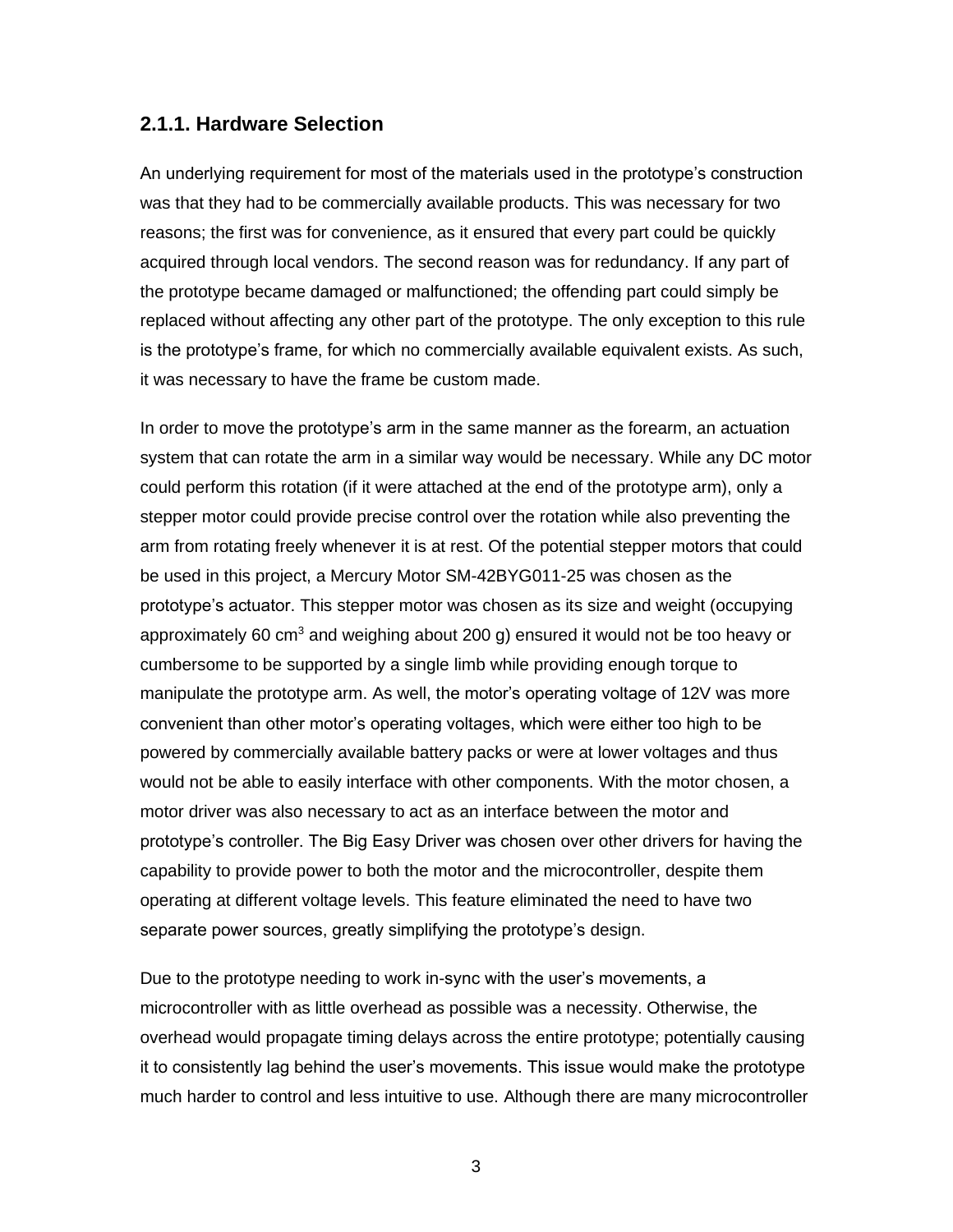### 2.1.1. Hardware Selection

An underlying requirement for most of the materials used in the prototype's construction was that they had to be commercially available products. This was necessary for two reasons; the first was for convenience, as it ensured that every part could be quickly acquired through local vendors. The second reason was for redundancy. If any part of the prototype became damaged or malfunctioned; the offending part could simply be replaced without affecting any other part of the prototype. The only exception to this rule is the prototype's frame, for which no commercially available equivalent exists. As such, it was necessary to have the frame be custom made.

In order to move the prototype's arm in the same manner as the forearm, an actuation system that can rotate the arm in a similar way would be necessary. While any DC motor could perform this rotation (if it were attached at the end of the prototype arm), only a stepper motor could provide precise control over the rotation while also preventing the arm from rotating freely whenever it is at rest. Of the potential stepper motors that could be used in this project, a Mercury Motor SM-42BYG011-25 was chosen as the prototype's actuator. This stepper motor was chosen as its size and weight (occupying approximately 60 $cm^3$ and weighing about 200 g) ensured it would not be too heavy or cumbersome to be supported by a single limb while providing enough torque to manipulate the prototype arm. As well, the motor's operating voltage of 12V was more convenient than other motor's operating voltages, which were either too high to be powered by commercially available battery packs or were at lower voltages and thus would not be able to easily interface with other components. With the motor chosen, a motor driver was also necessary to act as an interface between the motor and prototype's controller. The Big Easy Driver was chosen over other drivers for having the capability to provide power to both the motor and the microcontroller, despite them operating at different voltage levels. This feature eliminated the need to have two separate power sources, greatly simplifying the prototype's design.

Due to the prototype needing to work in-sync with the user's movements, a microcontroller with as little overhead as possible was a necessity. Otherwise, the overhead would propagate timing delays across the entire prototype; potentially causing it to consistently lag behind the user's movements. This issue would make the prototype much harder to control and less intuitive to use. Although there are many microcontroller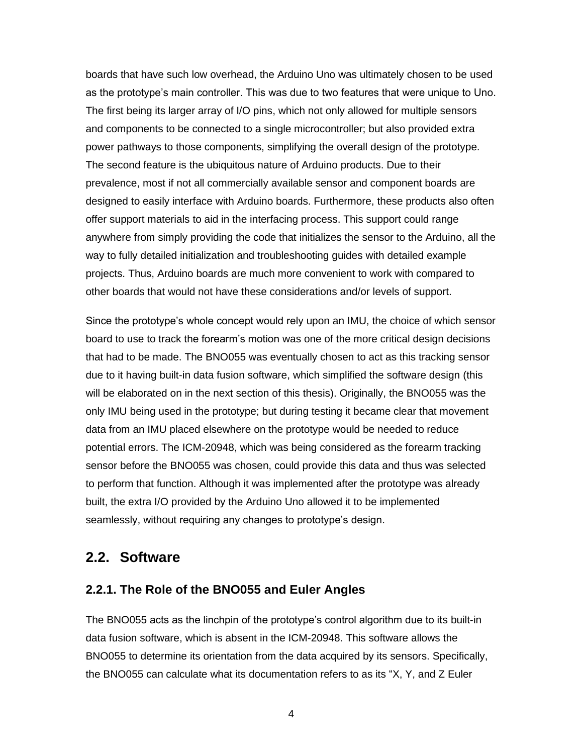boards that have such low overhead, the Arduino Uno was ultimately chosen to be used as the prototype's main controller. This was due to two features that were unique to Uno. The first being its larger array of I/O pins, which not only allowed for multiple sensors and components to be connected to a single microcontroller; but also provided extra power pathways to those components, simplifying the overall design of the prototype. The second feature is the ubiquitous nature of Arduino products. Due to their prevalence, most if not all commercially available sensor and component boards are designed to easily interface with Arduino boards. Furthermore, these products also often offer support materials to aid in the interfacing process. This support could range anywhere from simply providing the code that initializes the sensor to the Arduino, all the way to fully detailed initialization and troubleshooting guides with detailed example projects. Thus, Arduino boards are much more convenient to work with compared to other boards that would not have these considerations and/or levels of support.

Since the prototype's whole concept would rely upon an IMU, the choice of which sensor board to use to track the forearm's motion was one of the more critical design decisions that had to be made. The BNO055 was eventually chosen to act as this tracking sensor due to it having built-in data fusion software, which simplified the software design (this will be elaborated on in the next section of this thesis). Originally, the BNO055 was the only IMU being used in the prototype; but during testing it became clear that movement data from an IMU placed elsewhere on the prototype would be needed to reduce potential errors. The ICM-20948, which was being considered as the forearm tracking sensor before the BNO055 was chosen, could provide this data and thus was selected to perform that function. Although it was implemented after the prototype was already built, the extra I/O provided by the Arduino Uno allowed it to be implemented seamlessly, without requiring any changes to prototype's design.

## 2.2. Software

### 2.2.1. The Role of the BNO055 and Euler Angles

The BNO055 acts as the linchpin of the prototype's control algorithm due to its built-in data fusion software, which is absent in the ICM-20948. This software allows the BNO055 to determine its orientation from the data acquired by its sensors. Specifically, the BNO055 can calculate what its documentation refers to as its "X, Y, and Z Euler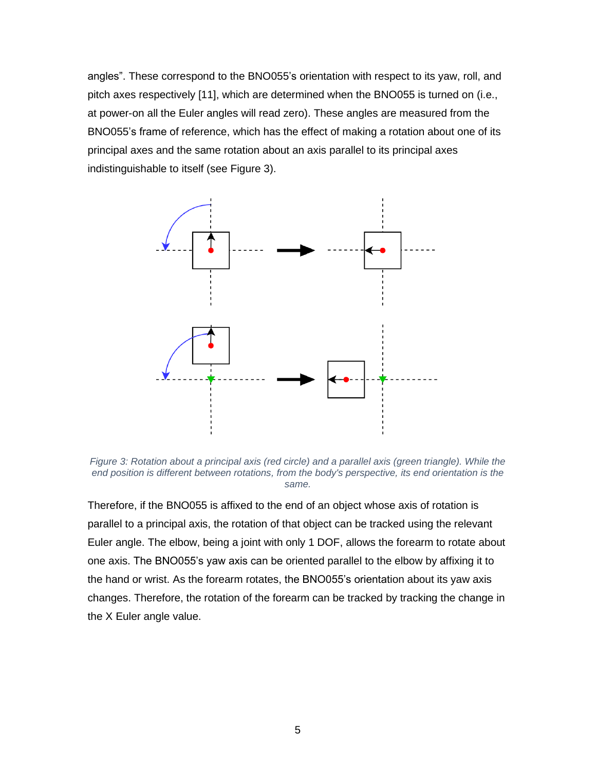angles". These correspond to the BNO055's orientation with respect to its yaw, roll, and pitch axes respectively [11], which are determined when the BNO055 is turned on (i.e., at power-on all the Euler angles will read zero). These angles are measured from the BNO055's frame of reference, which has the effect of making a rotation about one of its principal axes and the same rotation about an axis parallel to its principal axes indistinguishable to itself (see Figure 3).

*Figure 3: Rotation about a principal axis (red circle) and a parallel axis (green triangle). While the end position is different between rotations, from the body's perspective, its end orientation is the same.*

Therefore, if the BNO055 is affixed to the end of an object whose axis of rotation is parallel to a principal axis, the rotation of that object can be tracked using the relevant Euler angle. The elbow, being a joint with only 1 DOF, allows the forearm to rotate about one axis. The BNO055's yaw axis can be oriented parallel to the elbow by affixing it to the hand or wrist. As the forearm rotates, the BNO055's orientation about its yaw axis changes. Therefore, the rotation of the forearm can be tracked by tracking the change in the X Euler angle value.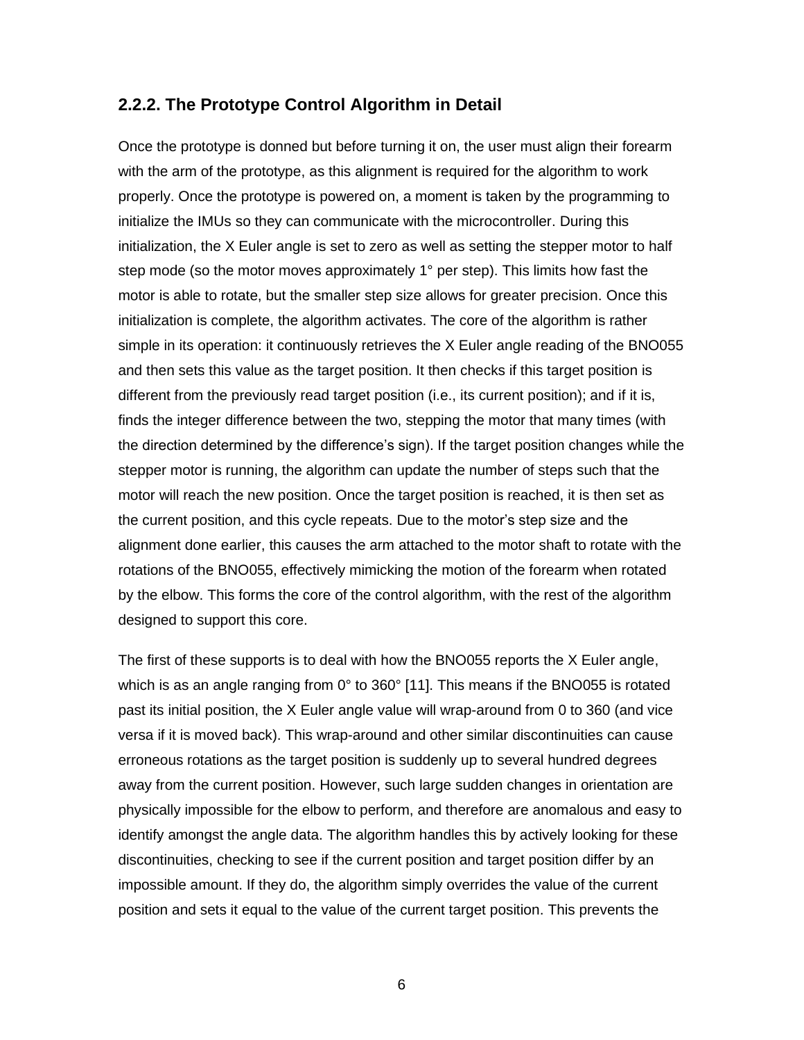### 2.2.2. The Prototype Control Algorithm in Detail

Once the prototype is donned but before turning it on, the user must align their forearm with the arm of the prototype, as this alignment is required for the algorithm to work properly. Once the prototype is powered on, a moment is taken by the programming to initialize the IMUs so they can communicate with the microcontroller. During this initialization, the X Euler angle is set to zero as well as setting the stepper motor to half step mode (so the motor moves approximately 1° per step). This limits how fast the motor is able to rotate, but the smaller step size allows for greater precision. Once this initialization is complete, the algorithm activates. The core of the algorithm is rather simple in its operation: it continuously retrieves the X Euler angle reading of the BNO055 and then sets this value as the target position. It then checks if this target position is different from the previously read target position (i.e., its current position); and if it is, finds the integer difference between the two, stepping the motor that many times (with the direction determined by the difference's sign). If the target position changes while the stepper motor is running, the algorithm can update the number of steps such that the motor will reach the new position. Once the target position is reached, it is then set as the current position, and this cycle repeats. Due to the motor's step size and the alignment done earlier, this causes the arm attached to the motor shaft to rotate with the rotations of the BNO055, effectively mimicking the motion of the forearm when rotated by the elbow. This forms the core of the control algorithm, with the rest of the algorithm designed to support this core.

The first of these supports is to deal with how the BNO055 reports the X Euler angle, which is as an angle ranging from 0° to 360° [11]. This means if the BNO055 is rotated past its initial position, the X Euler angle value will wrap-around from 0 to 360 (and vice versa if it is moved back). This wrap-around and other similar discontinuities can cause erroneous rotations as the target position is suddenly up to several hundred degrees away from the current position. However, such large sudden changes in orientation are physically impossible for the elbow to perform, and therefore are anomalous and easy to identify amongst the angle data. The algorithm handles this by actively looking for these discontinuities, checking to see if the current position and target position differ by an impossible amount. If they do, the algorithm simply overrides the value of the current position and sets it equal to the value of the current target position. This prevents the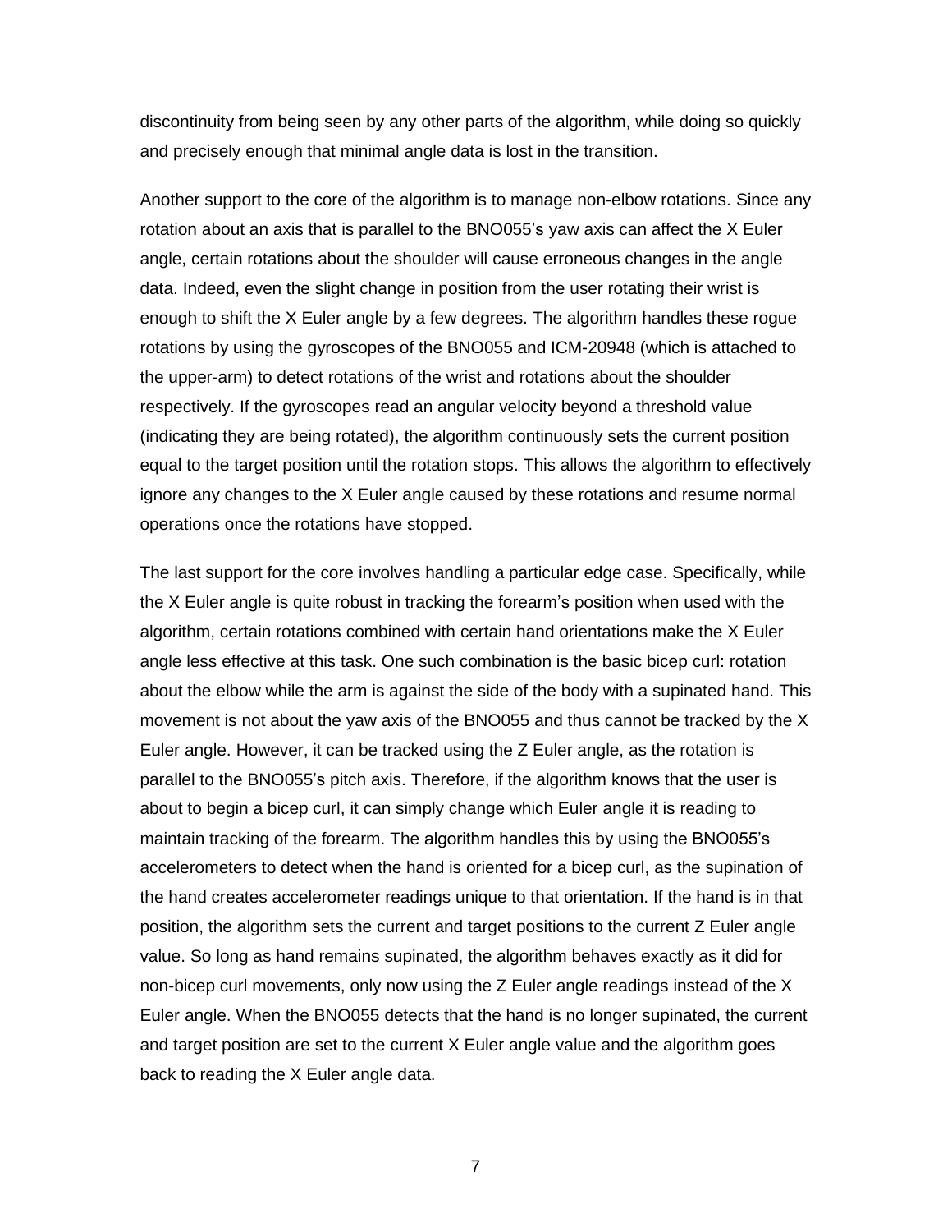discontinuity from being seen by any other parts of the algorithm, while doing so quickly and precisely enough that minimal angle data is lost in the transition.

Another support to the core of the algorithm is to manage non-elbow rotations. Since any rotation about an axis that is parallel to the BNO055's yaw axis can affect the X Euler angle, certain rotations about the shoulder will cause erroneous changes in the angle data. Indeed, even the slight change in position from the user rotating their wrist is enough to shift the X Euler angle by a few degrees. The algorithm handles these rogue rotations by using the gyroscopes of the BNO055 and ICM-20948 (which is attached to the upper-arm) to detect rotations of the wrist and rotations about the shoulder respectively. If the gyroscopes read an angular velocity beyond a threshold value (indicating they are being rotated), the algorithm continuously sets the current position equal to the target position until the rotation stops. This allows the algorithm to effectively ignore any changes to the X Euler angle caused by these rotations and resume normal operations once the rotations have stopped.

The last support for the core involves handling a particular edge case. Specifically, while the X Euler angle is quite robust in tracking the forearm's position when used with the algorithm, certain rotations combined with certain hand orientations make the X Euler angle less effective at this task. One such combination is the basic bicep curl: rotation about the elbow while the arm is against the side of the body with a supinated hand. This movement is not about the yaw axis of the BNO055 and thus cannot be tracked by the X Euler angle. However, it can be tracked using the Z Euler angle, as the rotation is parallel to the BNO055's pitch axis. Therefore, if the algorithm knows that the user is about to begin a bicep curl, it can simply change which Euler angle it is reading to maintain tracking of the forearm. The algorithm handles this by using the BNO055's accelerometers to detect when the hand is oriented for a bicep curl, as the supination of the hand creates accelerometer readings unique to that orientation. If the hand is in that position, the algorithm sets the current and target positions to the current Z Euler angle value. So long as hand remains supinated, the algorithm behaves exactly as it did for non-bicep curl movements, only now using the Z Euler angle readings instead of the X Euler angle. When the BNO055 detects that the hand is no longer supinated, the current and target position are set to the current X Euler angle value and the algorithm goes back to reading the X Euler angle data.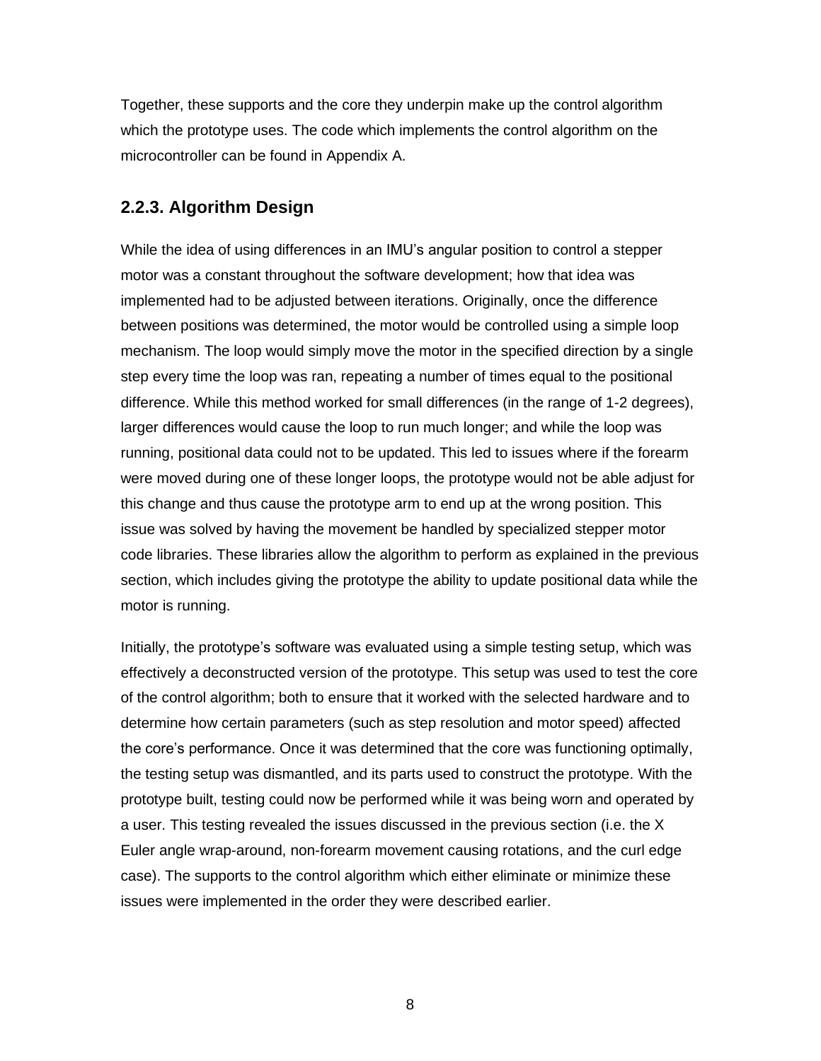Together, these supports and the core they underpin make up the control algorithm which the prototype uses. The code which implements the control algorithm on the microcontroller can be found in Appendix A.

### 2.2.3. Algorithm Design

While the idea of using differences in an IMU's angular position to control a stepper motor was a constant throughout the software development; how that idea was implemented had to be adjusted between iterations. Originally, once the difference between positions was determined, the motor would be controlled using a simple loop mechanism. The loop would simply move the motor in the specified direction by a single step every time the loop was ran, repeating a number of times equal to the positional difference. While this method worked for small differences (in the range of 1-2 degrees), larger differences would cause the loop to run much longer; and while the loop was running, positional data could not to be updated. This led to issues where if the forearm were moved during one of these longer loops, the prototype would not be able adjust for this change and thus cause the prototype arm to end up at the wrong position. This issue was solved by having the movement be handled by specialized stepper motor code libraries. These libraries allow the algorithm to perform as explained in the previous section, which includes giving the prototype the ability to update positional data while the motor is running.

Initially, the prototype's software was evaluated using a simple testing setup, which was effectively a deconstructed version of the prototype. This setup was used to test the core of the control algorithm; both to ensure that it worked with the selected hardware and to determine how certain parameters (such as step resolution and motor speed) affected the core's performance. Once it was determined that the core was functioning optimally, the testing setup was dismantled, and its parts used to construct the prototype. With the prototype built, testing could now be performed while it was being worn and operated by a user. This testing revealed the issues discussed in the previous section (i.e. the X Euler angle wrap-around, non-forearm movement causing rotations, and the curl edge case). The supports to the control algorithm which either eliminate or minimize these issues were implemented in the order they were described earlier.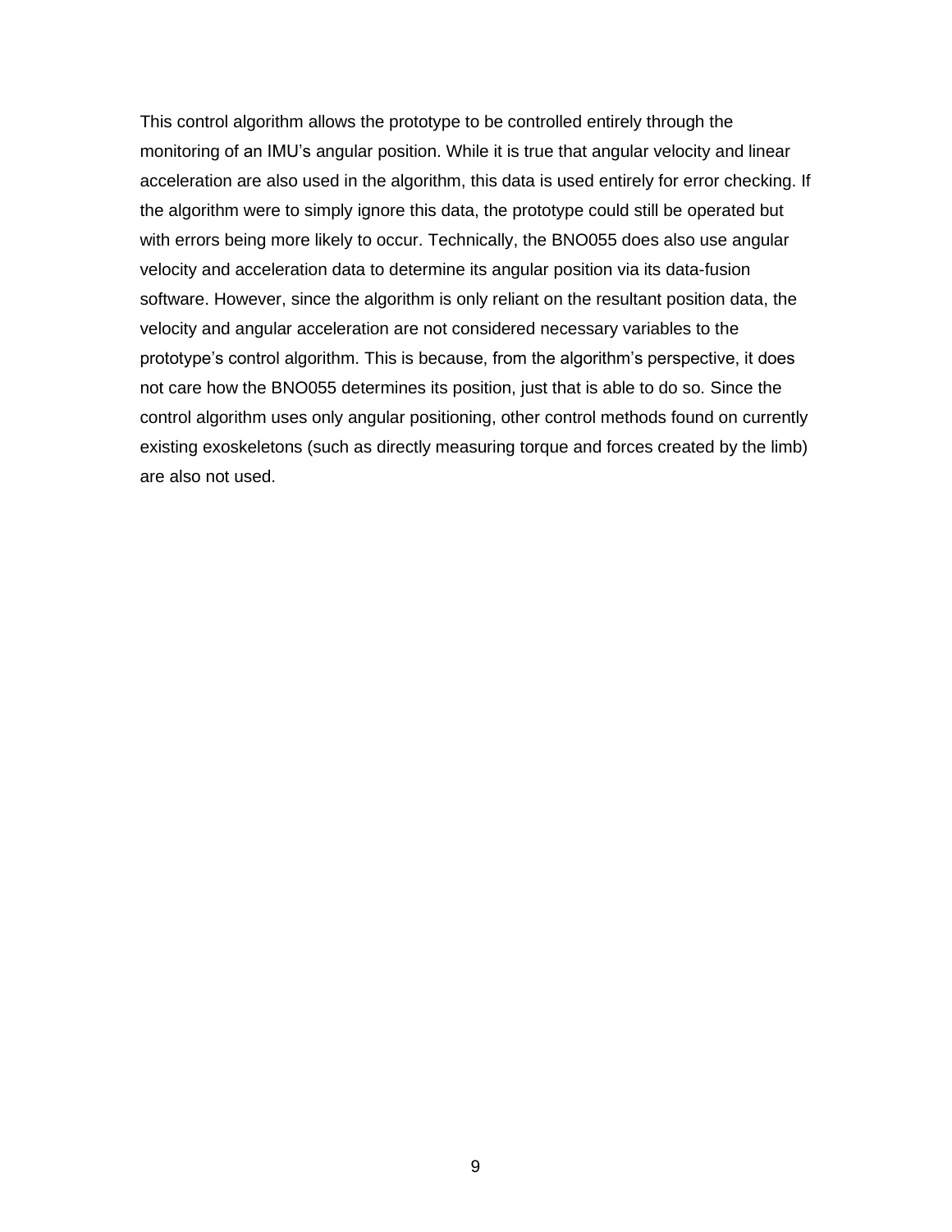This control algorithm allows the prototype to be controlled entirely through the monitoring of an IMU's angular position. While it is true that angular velocity and linear acceleration are also used in the algorithm, this data is used entirely for error checking. If the algorithm were to simply ignore this data, the prototype could still be operated but with errors being more likely to occur. Technically, the BNO055 does also use angular velocity and acceleration data to determine its angular position via its data-fusion software. However, since the algorithm is only reliant on the resultant position data, the velocity and angular acceleration are not considered necessary variables to the prototype's control algorithm. This is because, from the algorithm's perspective, it does not care how the BNO055 determines its position, just that is able to do so. Since the control algorithm uses only angular positioning, other control methods found on currently existing exoskeletons (such as directly measuring torque and forces created by the limb) are also not used.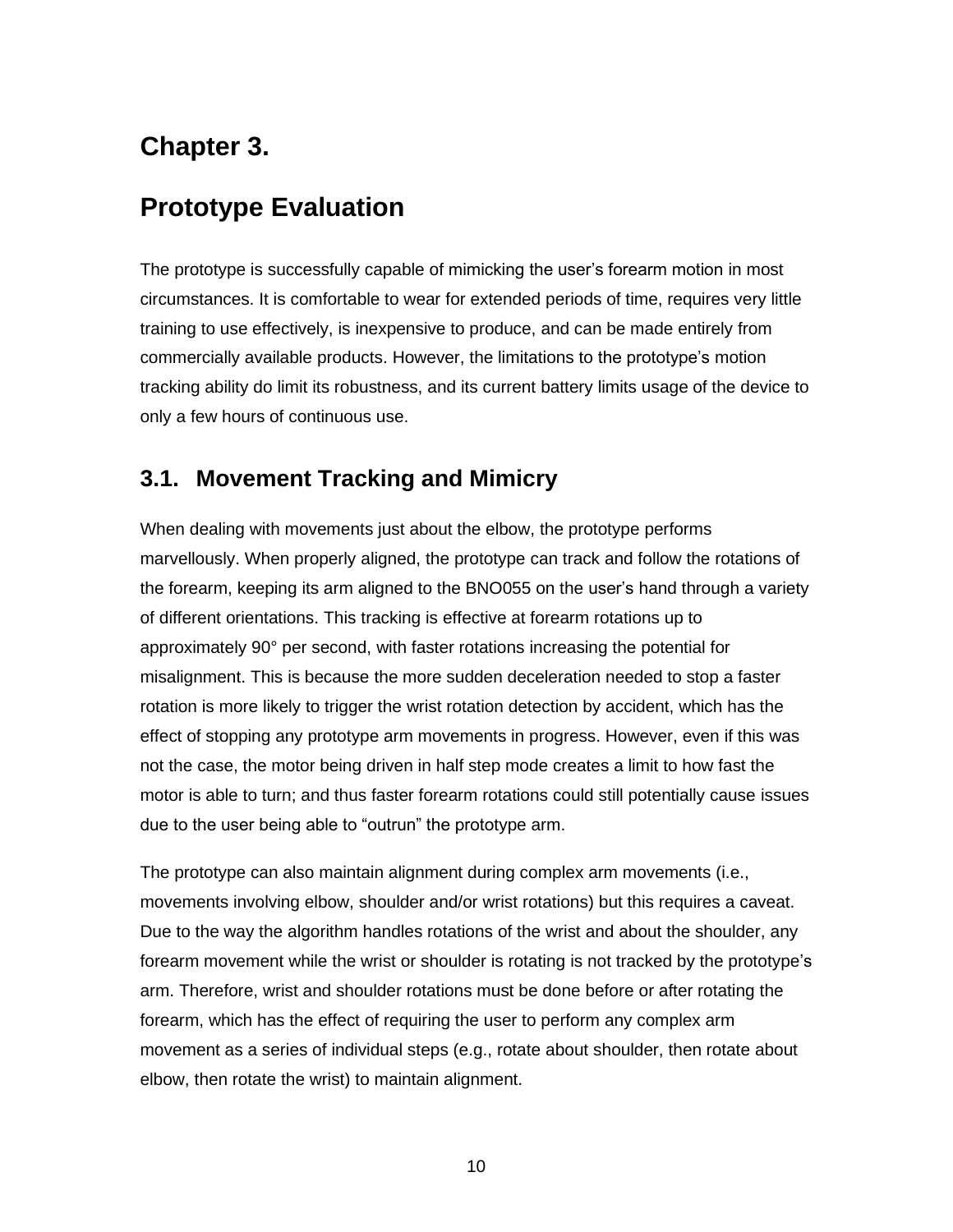# Chapter 3.

# Prototype Evaluation

The prototype is successfully capable of mimicking the user's forearm motion in most circumstances. It is comfortable to wear for extended periods of time, requires very little training to use effectively, is inexpensive to produce, and can be made entirely from commercially available products. However, the limitations to the prototype's motion tracking ability do limit its robustness, and its current battery limits usage of the device to only a few hours of continuous use.

## 3.1. Movement Tracking and Mimicry

When dealing with movements just about the elbow, the prototype performs marvellously. When properly aligned, the prototype can track and follow the rotations of the forearm, keeping its arm aligned to the BNO055 on the user's hand through a variety of different orientations. This tracking is effective at forearm rotations up to approximately 90° per second, with faster rotations increasing the potential for misalignment. This is because the more sudden deceleration needed to stop a faster rotation is more likely to trigger the wrist rotation detection by accident, which has the effect of stopping any prototype arm movements in progress. However, even if this was not the case, the motor being driven in half step mode creates a limit to how fast the motor is able to turn; and thus faster forearm rotations could still potentially cause issues due to the user being able to "outrun" the prototype arm.

The prototype can also maintain alignment during complex arm movements (i.e., movements involving elbow, shoulder and/or wrist rotations) but this requires a caveat. Due to the way the algorithm handles rotations of the wrist and about the shoulder, any forearm movement while the wrist or shoulder is rotating is not tracked by the prototype's arm. Therefore, wrist and shoulder rotations must be done before or after rotating the forearm, which has the effect of requiring the user to perform any complex arm movement as a series of individual steps (e.g., rotate about shoulder, then rotate about elbow, then rotate the wrist) to maintain alignment.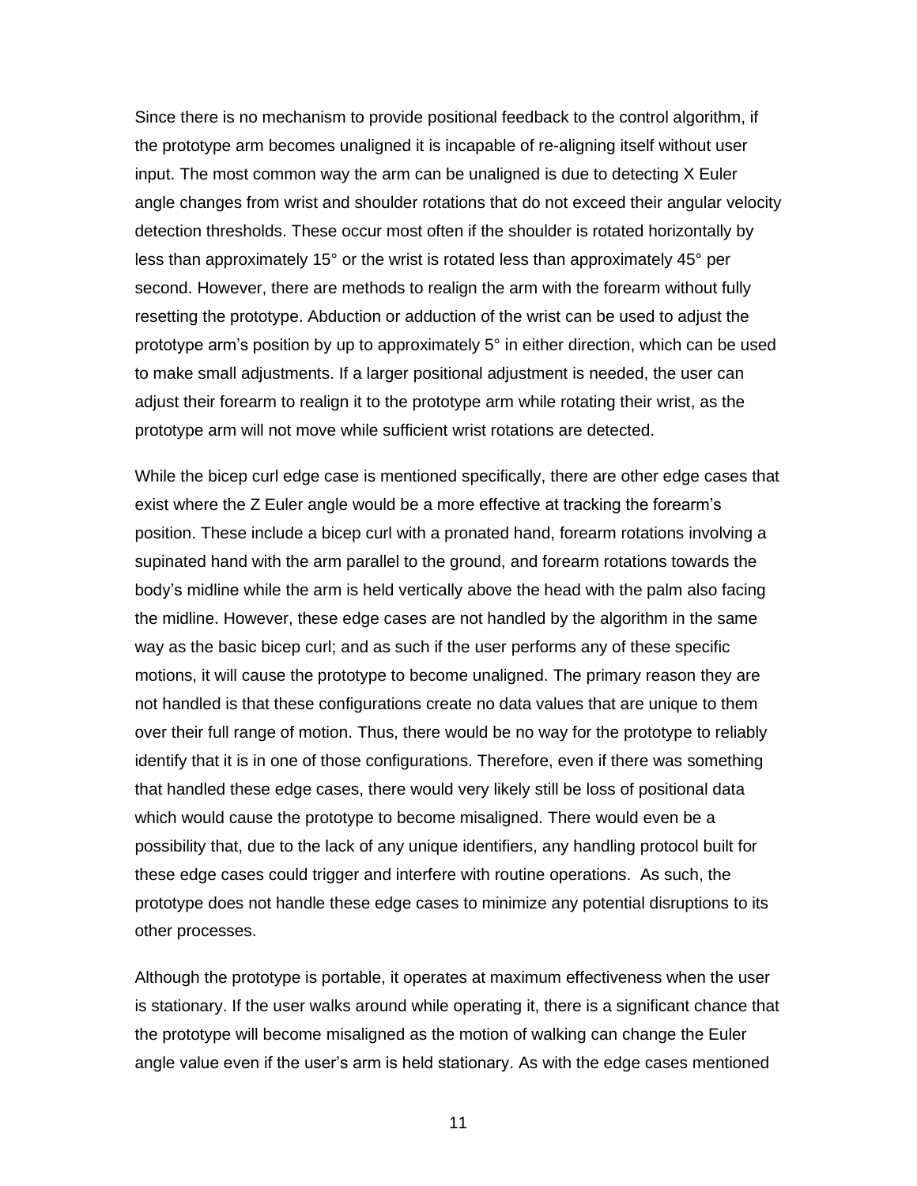Since there is no mechanism to provide positional feedback to the control algorithm, if the prototype arm becomes unaligned it is incapable of re-aligning itself without user input. The most common way the arm can be unaligned is due to detecting X Euler angle changes from wrist and shoulder rotations that do not exceed their angular velocity detection thresholds. These occur most often if the shoulder is rotated horizontally by less than approximately 15° or the wrist is rotated less than approximately 45° per second. However, there are methods to realign the arm with the forearm without fully resetting the prototype. Abduction or adduction of the wrist can be used to adjust the prototype arm's position by up to approximately 5° in either direction, which can be used to make small adjustments. If a larger positional adjustment is needed, the user can adjust their forearm to realign it to the prototype arm while rotating their wrist, as the prototype arm will not move while sufficient wrist rotations are detected.

While the bicep curl edge case is mentioned specifically, there are other edge cases that exist where the Z Euler angle would be a more effective at tracking the forearm's position. These include a bicep curl with a pronated hand, forearm rotations involving a supinated hand with the arm parallel to the ground, and forearm rotations towards the body's midline while the arm is held vertically above the head with the palm also facing the midline. However, these edge cases are not handled by the algorithm in the same way as the basic bicep curl; and as such if the user performs any of these specific motions, it will cause the prototype to become unaligned. The primary reason they are not handled is that these configurations create no data values that are unique to them over their full range of motion. Thus, there would be no way for the prototype to reliably identify that it is in one of those configurations. Therefore, even if there was something that handled these edge cases, there would very likely still be loss of positional data which would cause the prototype to become misaligned. There would even be a possibility that, due to the lack of any unique identifiers, any handling protocol built for these edge cases could trigger and interfere with routine operations. As such, the prototype does not handle these edge cases to minimize any potential disruptions to its other processes.

Although the prototype is portable, it operates at maximum effectiveness when the user is stationary. If the user walks around while operating it, there is a significant chance that the prototype will become misaligned as the motion of walking can change the Euler angle value even if the user's arm is held stationary. As with the edge cases mentioned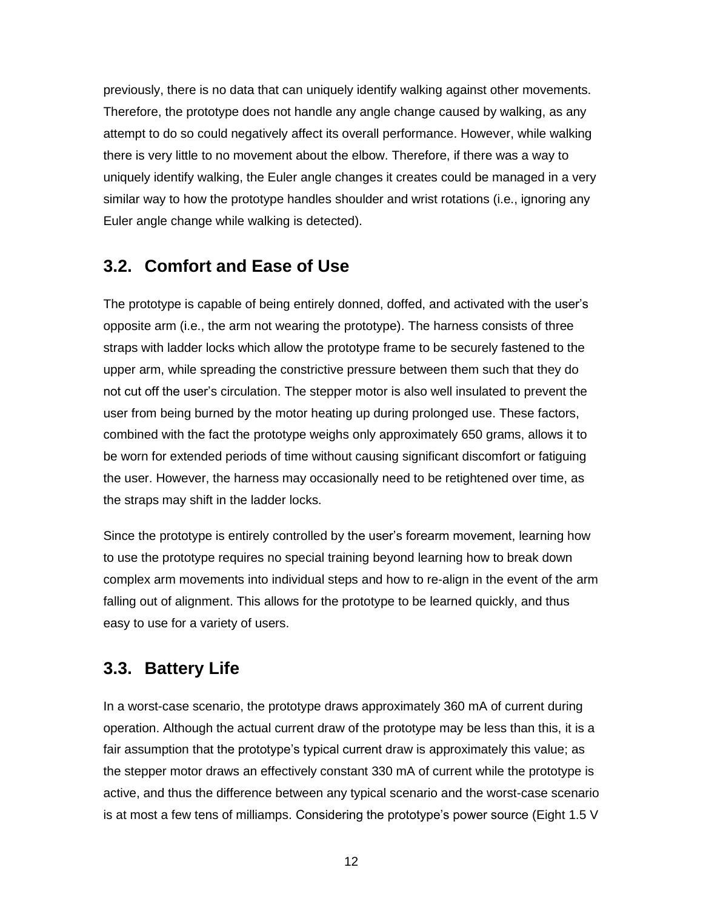previously, there is no data that can uniquely identify walking against other movements. Therefore, the prototype does not handle any angle change caused by walking, as any attempt to do so could negatively affect its overall performance. However, while walking there is very little to no movement about the elbow. Therefore, if there was a way to uniquely identify walking, the Euler angle changes it creates could be managed in a very similar way to how the prototype handles shoulder and wrist rotations (i.e., ignoring any Euler angle change while walking is detected).

## 3.2. Comfort and Ease of Use

The prototype is capable of being entirely donned, doffed, and activated with the user's opposite arm (i.e., the arm not wearing the prototype). The harness consists of three straps with ladder locks which allow the prototype frame to be securely fastened to the upper arm, while spreading the constrictive pressure between them such that they do not cut off the user's circulation. The stepper motor is also well insulated to prevent the user from being burned by the motor heating up during prolonged use. These factors, combined with the fact the prototype weighs only approximately 650 grams, allows it to be worn for extended periods of time without causing significant discomfort or fatiguing the user. However, the harness may occasionally need to be retightened over time, as the straps may shift in the ladder locks.

Since the prototype is entirely controlled by the user's forearm movement, learning how to use the prototype requires no special training beyond learning how to break down complex arm movements into individual steps and how to re-align in the event of the arm falling out of alignment. This allows for the prototype to be learned quickly, and thus easy to use for a variety of users.

## 3.3. Battery Life

In a worst-case scenario, the prototype draws approximately 360 mA of current during operation. Although the actual current draw of the prototype may be less than this, it is a fair assumption that the prototype's typical current draw is approximately this value; as the stepper motor draws an effectively constant 330 mA of current while the prototype is active, and thus the difference between any typical scenario and the worst-case scenario is at most a few tens of milliamps. Considering the prototype's power source (Eight 1.5 V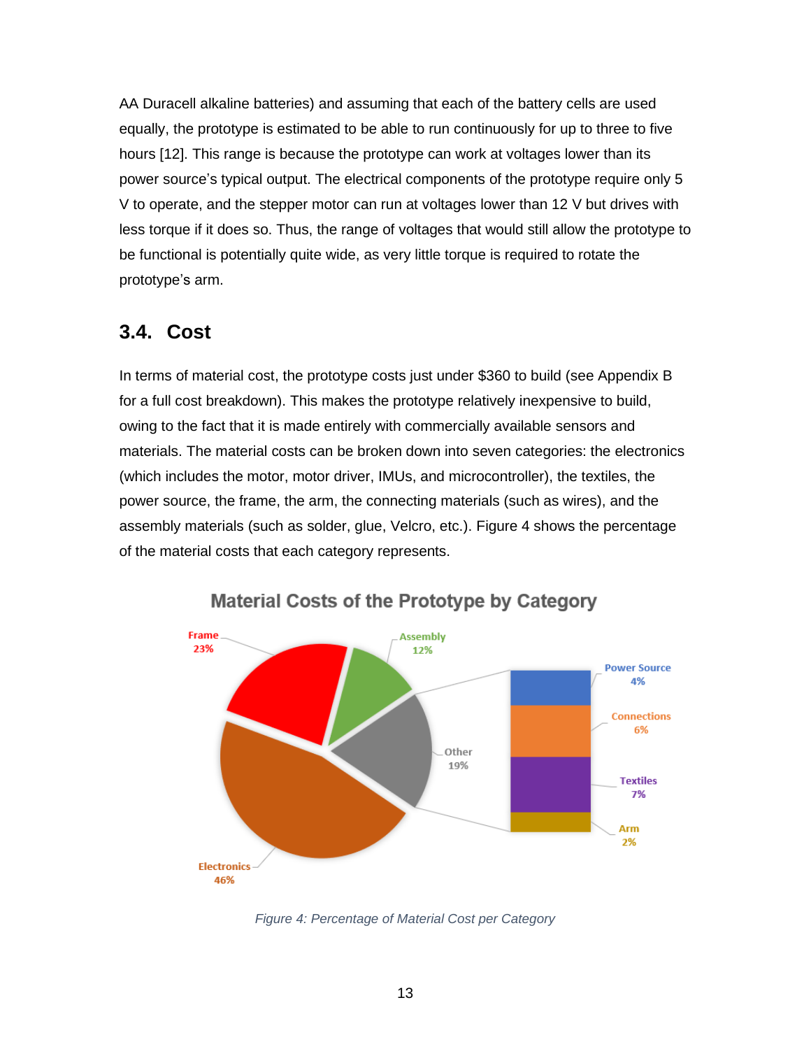AA Duracell alkaline batteries) and assuming that each of the battery cells are used equally, the prototype is estimated to be able to run continuously for up to three to five hours [12]. This range is because the prototype can work at voltages lower than its power source's typical output. The electrical components of the prototype require only 5 V to operate, and the stepper motor can run at voltages lower than 12 V but drives with less torque if it does so. Thus, the range of voltages that would still allow the prototype to be functional is potentially quite wide, as very little torque is required to rotate the prototype's arm.

## 3.4. Cost

In terms of material cost, the prototype costs just under $360 to build (see Appendix B for a full cost breakdown). This makes the prototype relatively inexpensive to build, owing to the fact that it is made entirely with commercially available sensors and materials. The material costs can be broken down into seven categories: the electronics (which includes the motor, motor driver, IMUs, and microcontroller), the textiles, the power source, the frame, the arm, the connecting materials (such as wires), and the assembly materials (such as solder, glue, Velcro, etc.). Figure 4 shows the percentage of the material costs that each category represents.

*Figure 4: Percentage of Material Cost per Category*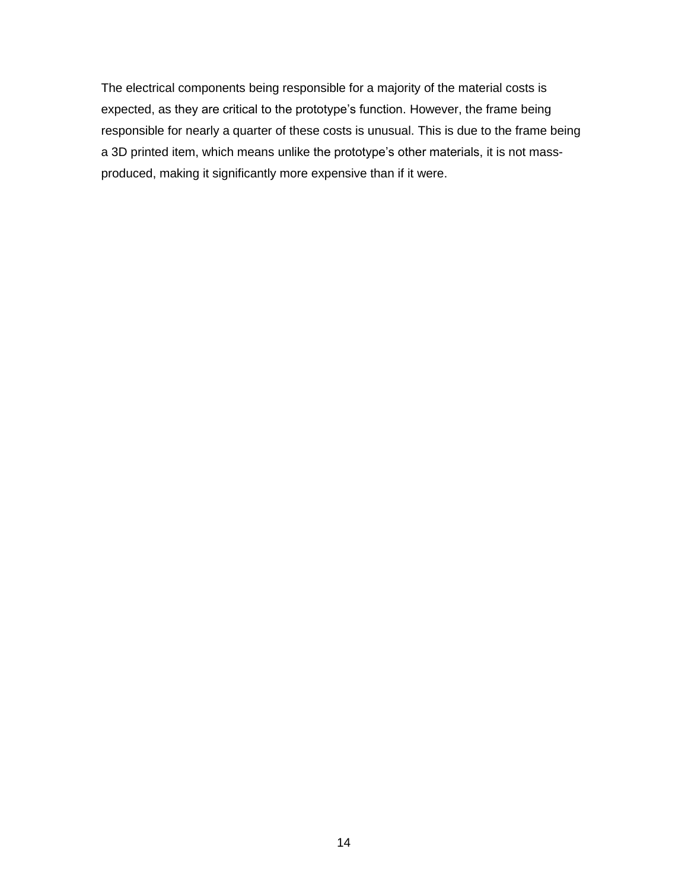The electrical components being responsible for a majority of the material costs is expected, as they are critical to the prototype's function. However, the frame being responsible for nearly a quarter of these costs is unusual. This is due to the frame being a 3D printed item, which means unlike the prototype's other materials, it is not mass-produced, making it significantly more expensive than if it were.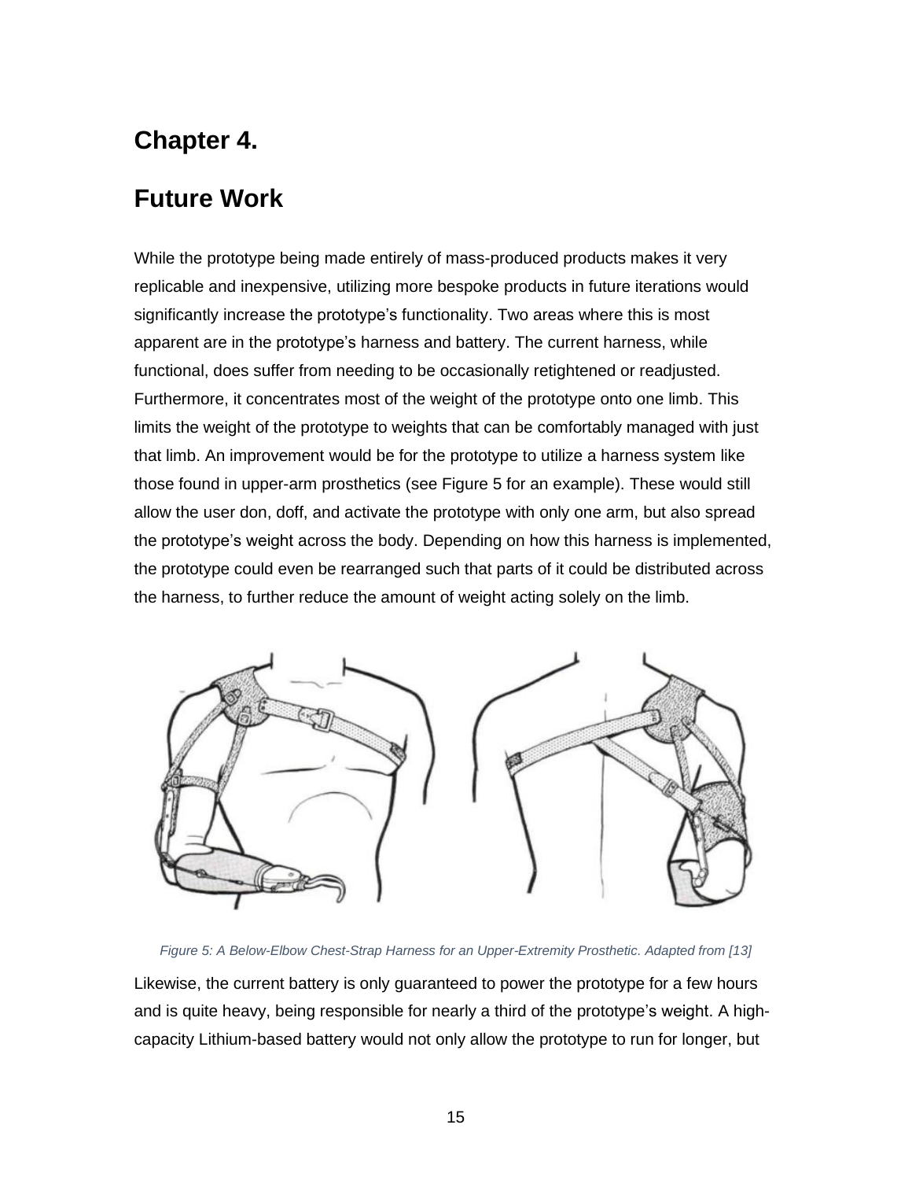# Chapter 4.

# Future Work

While the prototype being made entirely of mass-produced products makes it very replicable and inexpensive, utilizing more bespoke products in future iterations would significantly increase the prototype's functionality. Two areas where this is most apparent are in the prototype's harness and battery. The current harness, while functional, does suffer from needing to be occasionally retightened or readjusted. Furthermore, it concentrates most of the weight of the prototype onto one limb. This limits the weight of the prototype to weights that can be comfortably managed with just that limb. An improvement would be for the prototype to utilize a harness system like those found in upper-arm prosthetics (see Figure 5 for an example). These would still allow the user don, doff, and activate the prototype with only one arm, but also spread the prototype's weight across the body. Depending on how this harness is implemented, the prototype could even be rearranged such that parts of it could be distributed across the harness, to further reduce the amount of weight acting solely on the limb.

*Figure 5: A Below-Elbow Chest-Strap Harness for an Upper-Extremity Prosthetic. Adapted from [13]*

Likewise, the current battery is only guaranteed to power the prototype for a few hours and is quite heavy, being responsible for nearly a third of the prototype's weight. A high-capacity Lithium-based battery would not only allow the prototype to run for longer, but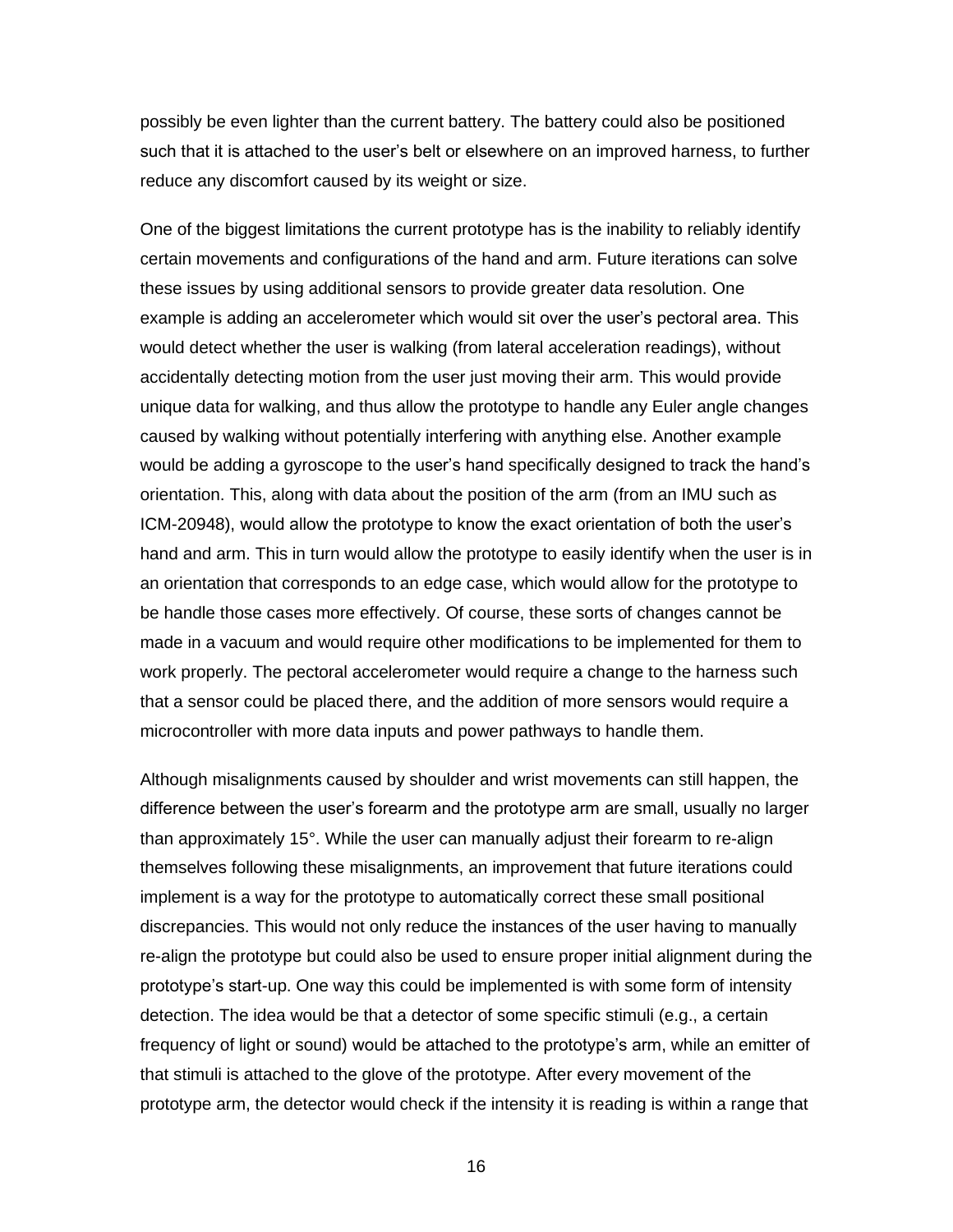possibly be even lighter than the current battery. The battery could also be positioned such that it is attached to the user's belt or elsewhere on an improved harness, to further reduce any discomfort caused by its weight or size.

One of the biggest limitations the current prototype has is the inability to reliably identify certain movements and configurations of the hand and arm. Future iterations can solve these issues by using additional sensors to provide greater data resolution. One example is adding an accelerometer which would sit over the user's pectoral area. This would detect whether the user is walking (from lateral acceleration readings), without accidentally detecting motion from the user just moving their arm. This would provide unique data for walking, and thus allow the prototype to handle any Euler angle changes caused by walking without potentially interfering with anything else. Another example would be adding a gyroscope to the user's hand specifically designed to track the hand's orientation. This, along with data about the position of the arm (from an IMU such as ICM-20948), would allow the prototype to know the exact orientation of both the user's hand and arm. This in turn would allow the prototype to easily identify when the user is in an orientation that corresponds to an edge case, which would allow for the prototype to be handle those cases more effectively. Of course, these sorts of changes cannot be made in a vacuum and would require other modifications to be implemented for them to work properly. The pectoral accelerometer would require a change to the harness such that a sensor could be placed there, and the addition of more sensors would require a microcontroller with more data inputs and power pathways to handle them.

Although misalignments caused by shoulder and wrist movements can still happen, the difference between the user's forearm and the prototype arm are small, usually no larger than approximately 15°. While the user can manually adjust their forearm to re-align themselves following these misalignments, an improvement that future iterations could implement is a way for the prototype to automatically correct these small positional discrepancies. This would not only reduce the instances of the user having to manually re-align the prototype but could also be used to ensure proper initial alignment during the prototype's start-up. One way this could be implemented is with some form of intensity detection. The idea would be that a detector of some specific stimuli (e.g., a certain frequency of light or sound) would be attached to the prototype's arm, while an emitter of that stimuli is attached to the glove of the prototype. After every movement of the prototype arm, the detector would check if the intensity it is reading is within a range that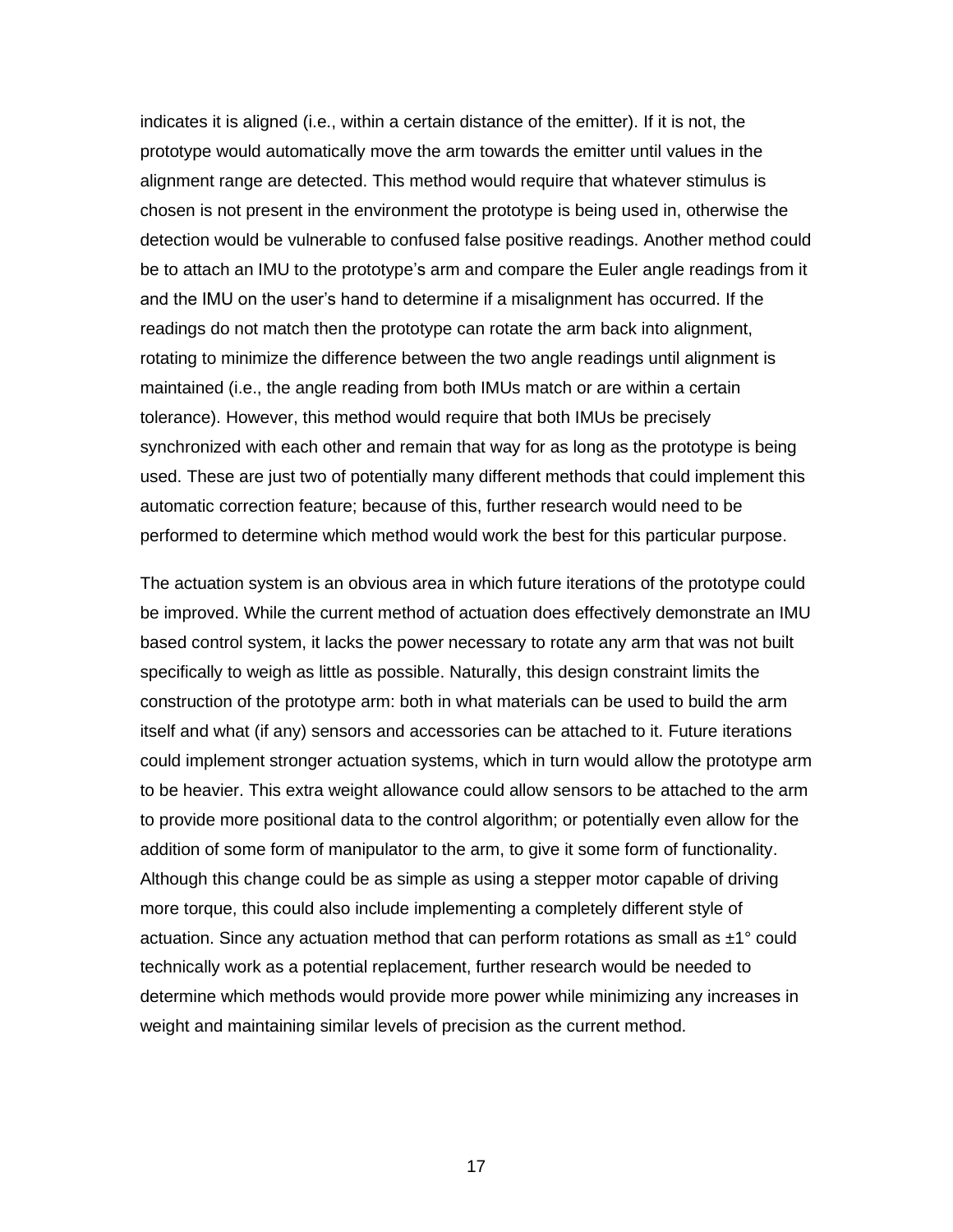indicates it is aligned (i.e., within a certain distance of the emitter). If it is not, the prototype would automatically move the arm towards the emitter until values in the alignment range are detected. This method would require that whatever stimulus is chosen is not present in the environment the prototype is being used in, otherwise the detection would be vulnerable to confused false positive readings. Another method could be to attach an IMU to the prototype's arm and compare the Euler angle readings from it and the IMU on the user's hand to determine if a misalignment has occurred. If the readings do not match then the prototype can rotate the arm back into alignment, rotating to minimize the difference between the two angle readings until alignment is maintained (i.e., the angle reading from both IMUs match or are within a certain tolerance). However, this method would require that both IMUs be precisely synchronized with each other and remain that way for as long as the prototype is being used. These are just two of potentially many different methods that could implement this automatic correction feature; because of this, further research would need to be performed to determine which method would work the best for this particular purpose.

The actuation system is an obvious area in which future iterations of the prototype could be improved. While the current method of actuation does effectively demonstrate an IMU based control system, it lacks the power necessary to rotate any arm that was not built specifically to weigh as little as possible. Naturally, this design constraint limits the construction of the prototype arm: both in what materials can be used to build the arm itself and what (if any) sensors and accessories can be attached to it. Future iterations could implement stronger actuation systems, which in turn would allow the prototype arm to be heavier. This extra weight allowance could allow sensors to be attached to the arm to provide more positional data to the control algorithm; or potentially even allow for the addition of some form of manipulator to the arm, to give it some form of functionality. Although this change could be as simple as using a stepper motor capable of driving more torque, this could also include implementing a completely different style of actuation. Since any actuation method that can perform rotations as small as $\pm 1°$ could technically work as a potential replacement, further research would be needed to determine which methods would provide more power while minimizing any increases in weight and maintaining similar levels of precision as the current method.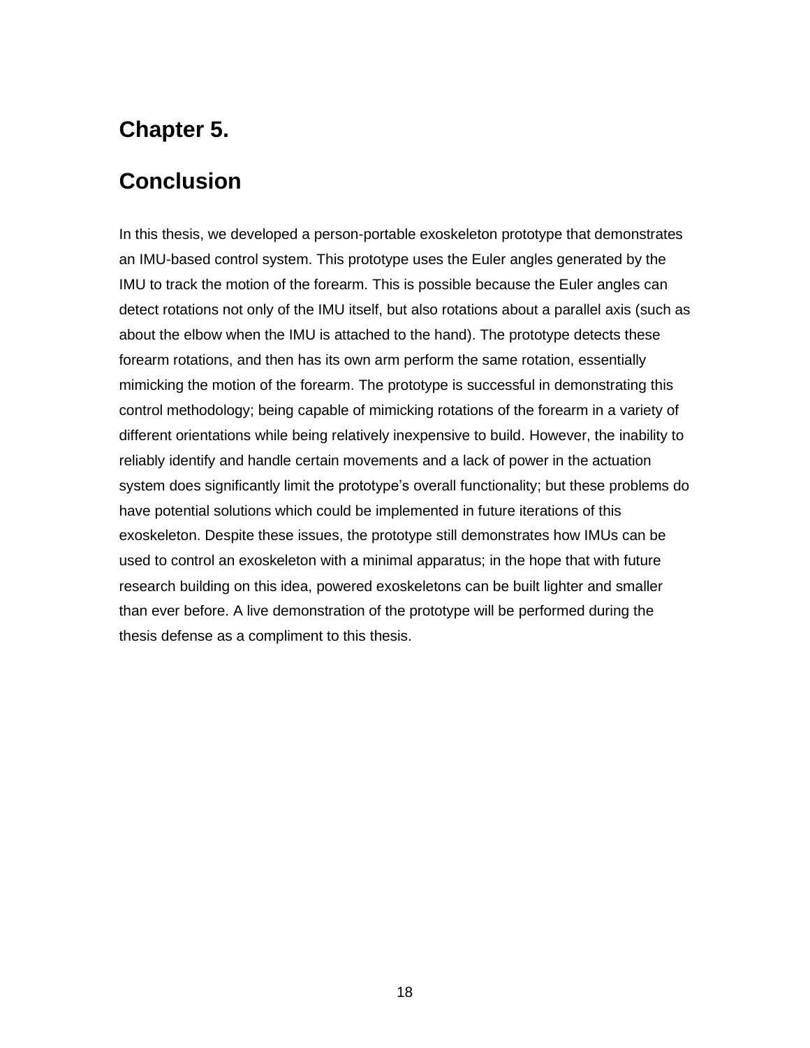# Chapter 5.

# Conclusion

In this thesis, we developed a person-portable exoskeleton prototype that demonstrates an IMU-based control system. This prototype uses the Euler angles generated by the IMU to track the motion of the forearm. This is possible because the Euler angles can detect rotations not only of the IMU itself, but also rotations about a parallel axis (such as about the elbow when the IMU is attached to the hand). The prototype detects these forearm rotations, and then has its own arm perform the same rotation, essentially mimicking the motion of the forearm. The prototype is successful in demonstrating this control methodology; being capable of mimicking rotations of the forearm in a variety of different orientations while being relatively inexpensive to build. However, the inability to reliably identify and handle certain movements and a lack of power in the actuation system does significantly limit the prototype's overall functionality; but these problems do have potential solutions which could be implemented in future iterations of this exoskeleton. Despite these issues, the prototype still demonstrates how IMUs can be used to control an exoskeleton with a minimal apparatus; in the hope that with future research building on this idea, powered exoskeletons can be built lighter and smaller than ever before. A live demonstration of the prototype will be performed during the thesis defense as a compliment to this thesis.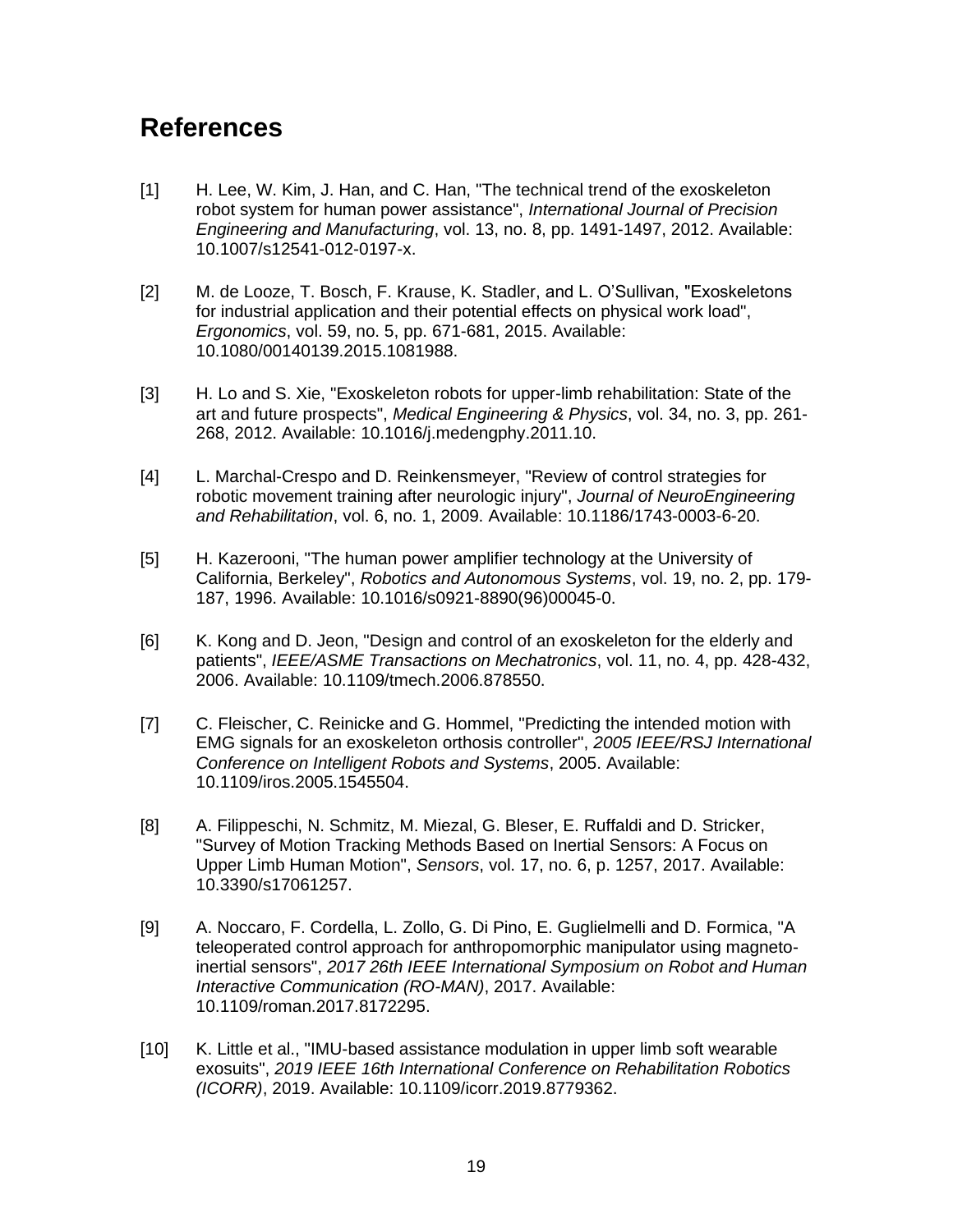## References

[1] H. Lee, W. Kim, J. Han, and C. Han, "The technical trend of the exoskeleton robot system for human power assistance", *International Journal of Precision Engineering and Manufacturing*, vol. 13, no. 8, pp. 1491-1497, 2012. Available: 10.1007/s12541-012-0197-x.

[2] M. de Looze, T. Bosch, F. Krause, K. Stadler, and L. O'Sullivan, "Exoskeletons for industrial application and their potential effects on physical work load", *Ergonomics*, vol. 59, no. 5, pp. 671-681, 2015. Available: 10.1080/00140139.2015.1081988.

[3] H. Lo and S. Xie, "Exoskeleton robots for upper-limb rehabilitation: State of the art and future prospects", *Medical Engineering & Physics*, vol. 34, no. 3, pp. 261-268, 2012. Available: 10.1016/j.medengphy.2011.10.

[4] L. Marchal-Crespo and D. Reinkensmeyer, "Review of control strategies for robotic movement training after neurologic injury", *Journal of NeuroEngineering and Rehabilitation*, vol. 6, no. 1, 2009. Available: 10.1186/1743-0003-6-20.

[5] H. Kazerooni, "The human power amplifier technology at the University of California, Berkeley", *Robotics and Autonomous Systems*, vol. 19, no. 2, pp. 179-187, 1996. Available: 10.1016/s0921-8890(96)00045-0.

[6] K. Kong and D. Jeon, "Design and control of an exoskeleton for the elderly and patients", *IEEE/ASME Transactions on Mechatronics*, vol. 11, no. 4, pp. 428-432, 2006. Available: 10.1109/tmech.2006.878550.

[7] C. Fleischer, C. Reinicke and G. Hommel, "Predicting the intended motion with EMG signals for an exoskeleton orthosis controller", *2005 IEEE/RSJ International Conference on Intelligent Robots and Systems*, 2005. Available: 10.1109/iros.2005.1545504.

[8] A. Filippeschi, N. Schmitz, M. Miezal, G. Bleser, E. Ruffaldi and D. Stricker, "Survey of Motion Tracking Methods Based on Inertial Sensors: A Focus on Upper Limb Human Motion", *Sensors*, vol. 17, no. 6, p. 1257, 2017. Available: 10.3390/s17061257.

[9] A. Noccaro, F. Cordella, L. Zollo, G. Di Pino, E. Guglielmelli and D. Formica, "A teleoperated control approach for anthropomorphic manipulator using magneto-inertial sensors", *2017 26th IEEE International Symposium on Robot and Human Interactive Communication (RO-MAN)*, 2017. Available: 10.1109/roman.2017.8172295.

[10] K. Little et al., "IMU-based assistance modulation in upper limb soft wearable exosuits", *2019 IEEE 16th International Conference on Rehabilitation Robotics (ICORR)*, 2019. Available: 10.1109/icorr.2019.8779362.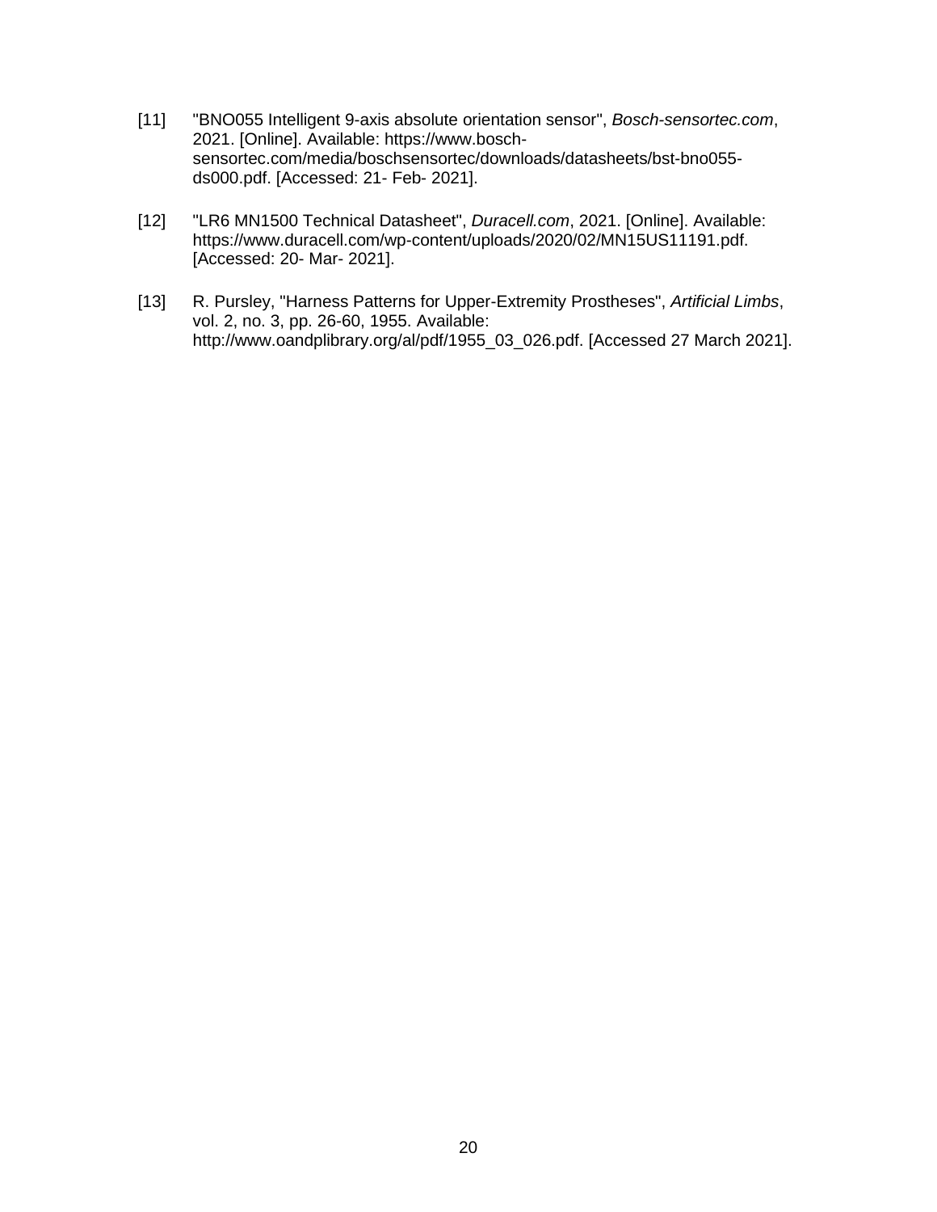[11] "BNO055 Intelligent 9-axis absolute orientation sensor", *Bosch-sensortec.com*, 2021. [Online]. Available: https://www.bosch-sensortec.com/media/boschsensortec/downloads/datasheets/bst-bno055-ds000.pdf. [Accessed: 21- Feb- 2021].

[12] "LR6 MN1500 Technical Datasheet", *Duracell.com*, 2021. [Online]. Available: https://www.duracell.com/wp-content/uploads/2020/02/MN15US11191.pdf. [Accessed: 20- Mar- 2021].

[13] R. Pursley, "Harness Patterns for Upper-Extremity Prostheses", *Artificial Limbs*, vol. 2, no. 3, pp. 26-60, 1955. Available: http://www.oandplibrary.org/al/pdf/1955_03_026.pdf. [Accessed 27 March 2021].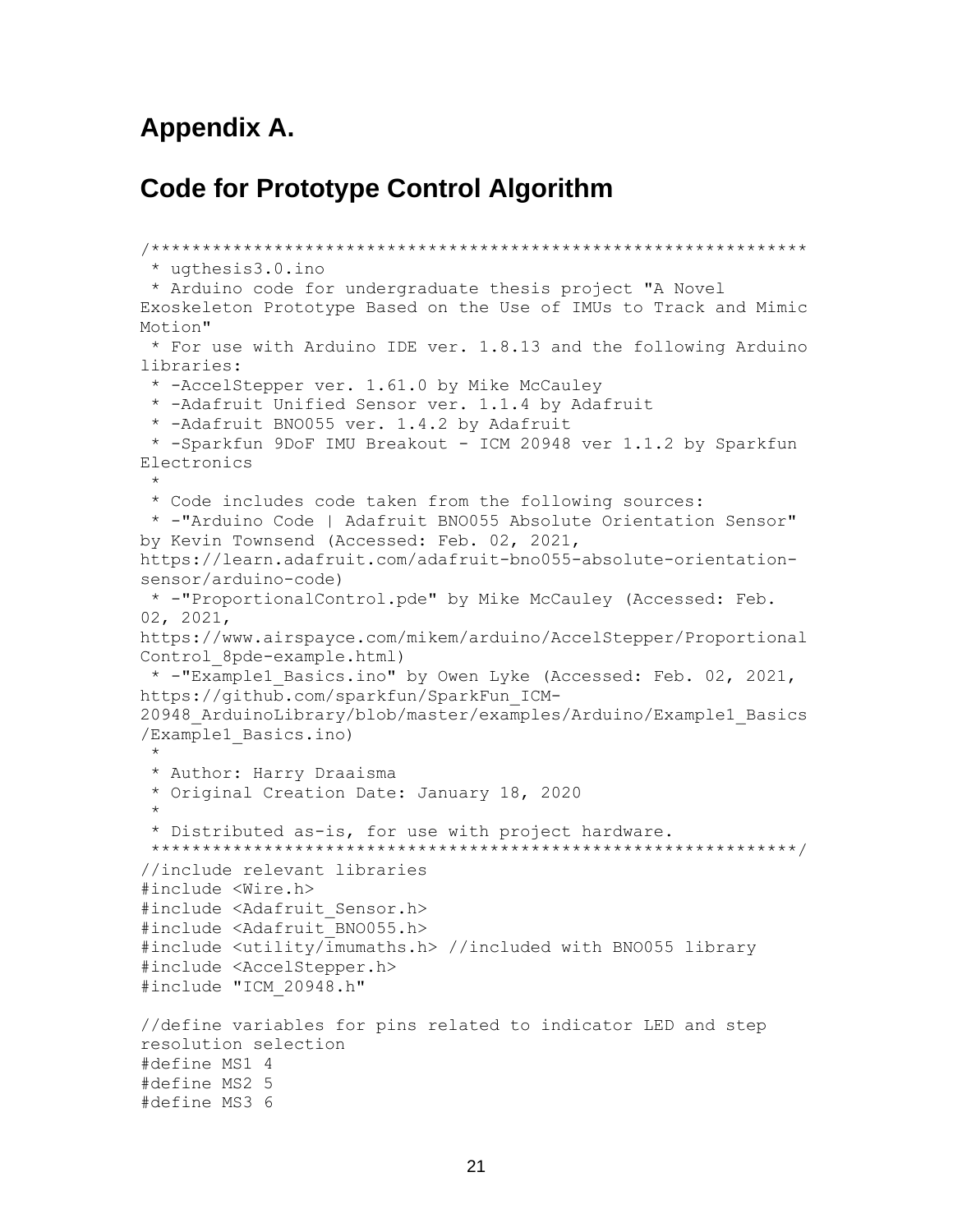# Appendix A.

## Code for Prototype Control Algorithm

```
/***************************************************************
 * ugthesis3.0.ino
 * Arduino code for undergraduate thesis project "A Novel
Exoskeleton Prototype Based on the Use of IMUs to Track and Mimic
Motion"
 * For use with Arduino IDE ver. 1.8.13 and the following Arduino
libraries:
 * -AccelStepper ver. 1.61.0 by Mike McCauley
 * -Adafruit Unified Sensor ver. 1.1.4 by Adafruit
 * -Adafruit BNO055 ver. 1.4.2 by Adafruit
 * -Sparkfun 9DoF IMU Breakout - ICM 20948 ver 1.1.2 by Sparkfun
Electronics
 *
 * Code includes code taken from the following sources:
 * -"Arduino Code | Adafruit BNO055 Absolute Orientation Sensor"
by Kevin Townsend (Accessed: Feb. 02, 2021,
https://learn.adafruit.com/adafruit-bno055-absolute-orientation-
sensor/arduino-code)
 * -"ProportionalControl.pde" by Mike McCauley (Accessed: Feb.
02, 2021,
https://www.airspayce.com/mikem/arduino/AccelStepper/Proportional
Control_8pde-example.html)
 * -"Example1_Basics.ino" by Owen Lyke (Accessed: Feb. 02, 2021,
https://github.com/sparkfun/SparkFun_ICM-
20948_ArduinoLibrary/blob/master/examples/Arduino/Example1_Basics
/Example1_Basics.ino)
 *
 * Author: Harry Draaisma
 * Original Creation Date: January 18, 2020
 *
 * Distributed as-is, for use with project hardware.
 **************************************************************/
//include relevant libraries
#include <Wire.h>
#include <Adafruit_Sensor.h>
#include <Adafruit_BNO055.h>
#include <utility/imumaths.h> //included with BNO055 library
#include <AccelStepper.h>
#include "ICM_20948.h"

//define variables for pins related to indicator LED and step
resolution selection
#define MS1 4
#define MS2 5
#define MS3 6
```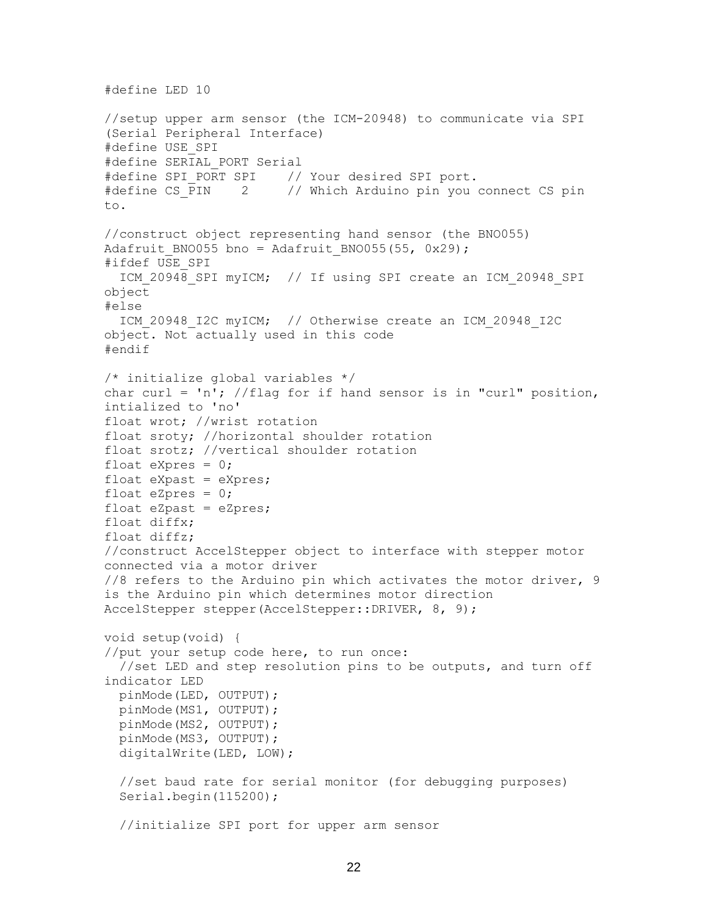```
#define LED 10

//setup upper arm sensor (the ICM-20948) to communicate via SPI
(Serial Peripheral Interface)
#define USE_SPI
#define SERIAL_PORT Serial
#define SPI_PORT SPI    // Your desired SPI port.
#define CS_PIN    2     // Which Arduino pin you connect CS pin
to.

//construct object representing hand sensor (the BNO055)
Adafruit_BNO055 bno = Adafruit_BNO055(55, 0x29);
#ifdef USE_SPI
  ICM_20948_SPI myICM;  // If using SPI create an ICM_20948_SPI
object
#else
  ICM_20948_I2C myICM;  // Otherwise create an ICM_20948_I2C
object. Not actually used in this code
#endif

/* initialize global variables */
char curl = 'n'; //flag for if hand sensor is in "curl" position,
intialized to 'no'
float wrot; //wrist rotation
float sroty; //horizontal shoulder rotation
float srotz; //vertical shoulder rotation
float eXpres = 0;
float eXpast = eXpres;
float eZpres = 0;
float eZpast = eZpres;
float diffx;
float diffz;
//construct AccelStepper object to interface with stepper motor
connected via a motor driver
//8 refers to the Arduino pin which activates the motor driver, 9
is the Arduino pin which determines motor direction
AccelStepper stepper(AccelStepper::DRIVER, 8, 9);

void setup(void) {
//put your setup code here, to run once:
  //set LED and step resolution pins to be outputs, and turn off
indicator LED
  pinMode(LED, OUTPUT);
  pinMode(MS1, OUTPUT);
  pinMode(MS2, OUTPUT);
  pinMode(MS3, OUTPUT);
  digitalWrite(LED, LOW);

  //set baud rate for serial monitor (for debugging purposes)
  Serial.begin(115200);

  //initialize SPI port for upper arm sensor
```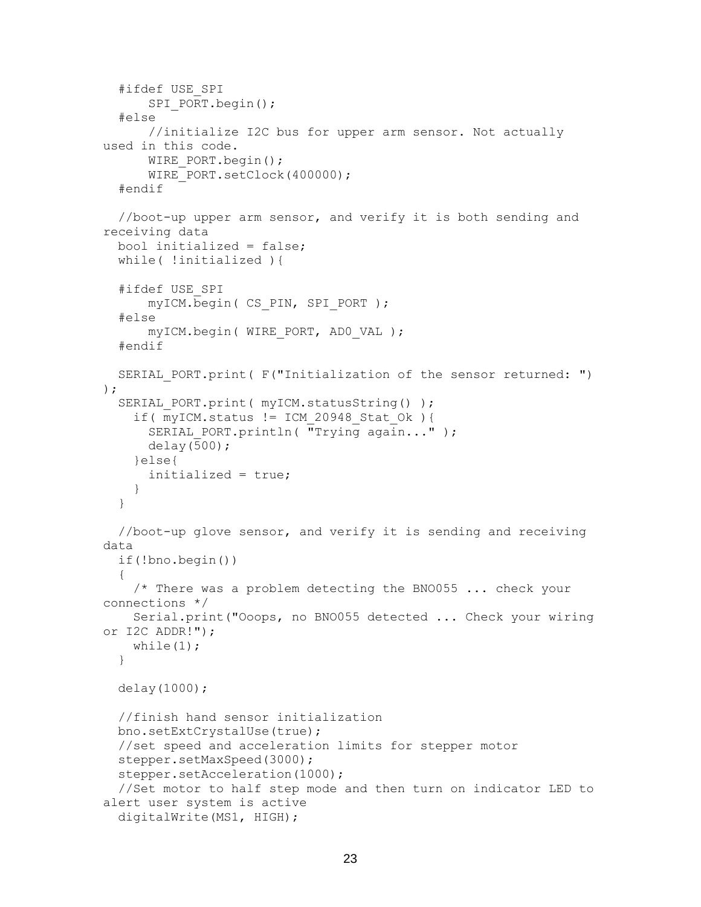```
  #ifdef USE_SPI
      SPI_PORT.begin();
  #else
      //initialize I2C bus for upper arm sensor. Not actually
used in this code.
      WIRE_PORT.begin();
      WIRE_PORT.setClock(400000);
  #endif

  //boot-up upper arm sensor, and verify it is both sending and
receiving data
  bool initialized = false;
  while( !initialized ){

  #ifdef USE_SPI
      myICM.begin( CS_PIN, SPI_PORT );
  #else
      myICM.begin( WIRE_PORT, AD0_VAL );
  #endif

  SERIAL_PORT.print( F("Initialization of the sensor returned: ")
);
  SERIAL_PORT.print( myICM.statusString() );
    if( myICM.status != ICM_20948_Stat_Ok ){
      SERIAL_PORT.println( "Trying again..." );
      delay(500);
    }else{
      initialized = true;
    }
  }

  //boot-up glove sensor, and verify it is sending and receiving
data
  if(!bno.begin())
  {
    /* There was a problem detecting the BNO055 ... check your
connections */
    Serial.print("Ooops, no BNO055 detected ... Check your wiring
or I2C ADDR!");
    while(1);
  }

  delay(1000);

  //finish hand sensor initialization
  bno.setExtCrystalUse(true);
  //set speed and acceleration limits for stepper motor
  stepper.setMaxSpeed(3000);
  stepper.setAcceleration(1000);
  //Set motor to half step mode and then turn on indicator LED to
alert user system is active
  digitalWrite(MS1, HIGH);
```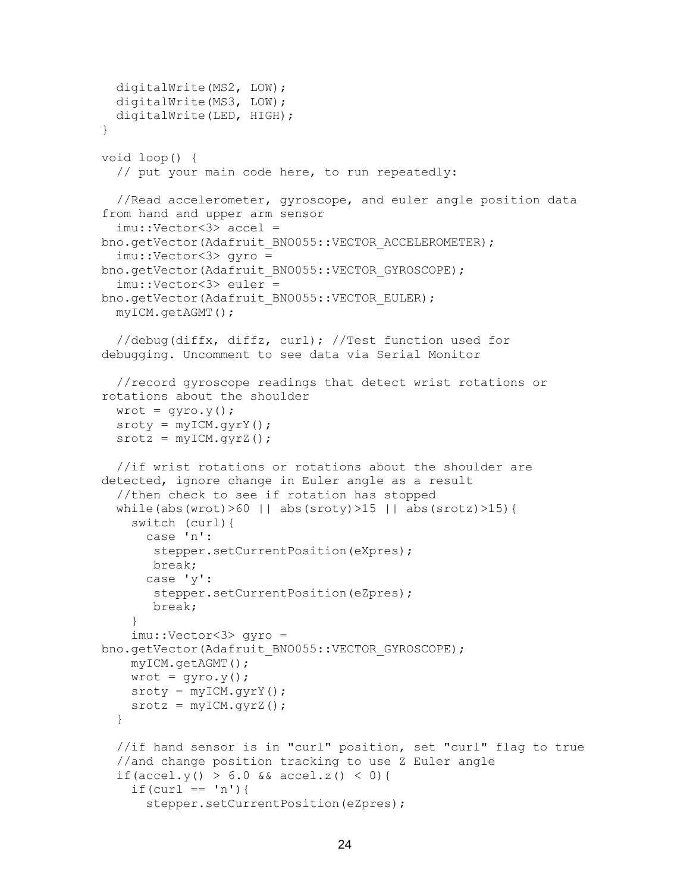```
  digitalWrite(MS2, LOW);
  digitalWrite(MS3, LOW);
  digitalWrite(LED, HIGH);
}

void loop() {
  // put your main code here, to run repeatedly:

  //Read accelerometer, gyroscope, and euler angle position data
from hand and upper arm sensor
  imu::Vector<3> accel =
bno.getVector(Adafruit_BNO055::VECTOR_ACCELEROMETER);
  imu::Vector<3> gyro =
bno.getVector(Adafruit_BNO055::VECTOR_GYROSCOPE);
  imu::Vector<3> euler =
bno.getVector(Adafruit_BNO055::VECTOR_EULER);
  myICM.getAGMT();

  //debug(diffx, diffz, curl); //Test function used for
debugging. Uncomment to see data via Serial Monitor

  //record gyroscope readings that detect wrist rotations or
rotations about the shoulder
  wrot = gyro.y();
  sroty = myICM.gyrY();
  srotz = myICM.gyrZ();

  //if wrist rotations or rotations about the shoulder are
detected, ignore change in Euler angle as a result
  //then check to see if rotation has stopped
  while(abs(wrot)>60 || abs(sroty)>15 || abs(srotz)>15){
    switch (curl){
      case 'n':
       stepper.setCurrentPosition(eXpres);
       break;
      case 'y':
       stepper.setCurrentPosition(eZpres);
       break;
    }
    imu::Vector<3> gyro =
bno.getVector(Adafruit_BNO055::VECTOR_GYROSCOPE);
    myICM.getAGMT();
    wrot = gyro.y();
    sroty = myICM.gyrY();
    srotz = myICM.gyrZ();
  }

  //if hand sensor is in "curl" position, set "curl" flag to true
  //and change position tracking to use Z Euler angle
  if(accel.y() > 6.0 && accel.z() < 0){
    if(curl == 'n'){
      stepper.setCurrentPosition(eZpres);
```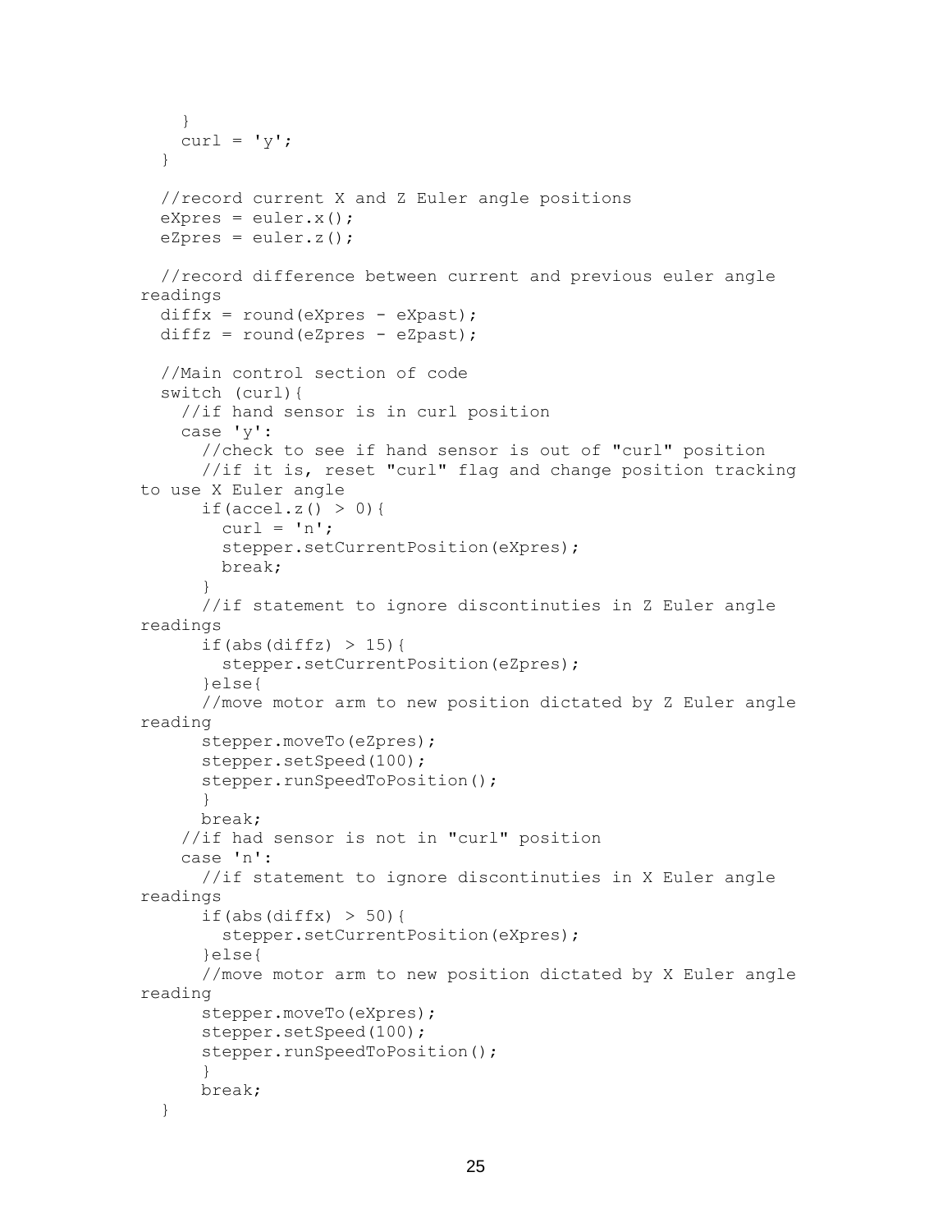```
    }
    curl = 'y';
  }

  //record current X and Z Euler angle positions
  eXpres = euler.x();
  eZpres = euler.z();

  //record difference between current and previous euler angle
readings
  diffx = round(eXpres - eXpast);
  diffz = round(eZpres - eZpast);

  //Main control section of code
  switch (curl){
    //if hand sensor is in curl position
    case 'y':
      //check to see if hand sensor is out of "curl" position
      //if it is, reset "curl" flag and change position tracking
to use X Euler angle
      if(accel.z() > 0){
        curl = 'n';
        stepper.setCurrentPosition(eXpres);
        break;
      }
      //if statement to ignore discontinuties in Z Euler angle
readings
      if(abs(diffz) > 15){
        stepper.setCurrentPosition(eZpres);
      }else{
      //move motor arm to new position dictated by Z Euler angle
reading
      stepper.moveTo(eZpres);
      stepper.setSpeed(100);
      stepper.runSpeedToPosition();
      }
      break;
    //if had sensor is not in "curl" position
    case 'n':
      //if statement to ignore discontinuties in X Euler angle
readings
      if(abs(diffx) > 50){
        stepper.setCurrentPosition(eXpres);
      }else{
      //move motor arm to new position dictated by X Euler angle
reading
      stepper.moveTo(eXpres);
      stepper.setSpeed(100);
      stepper.runSpeedToPosition();
      }
      break;
  }
```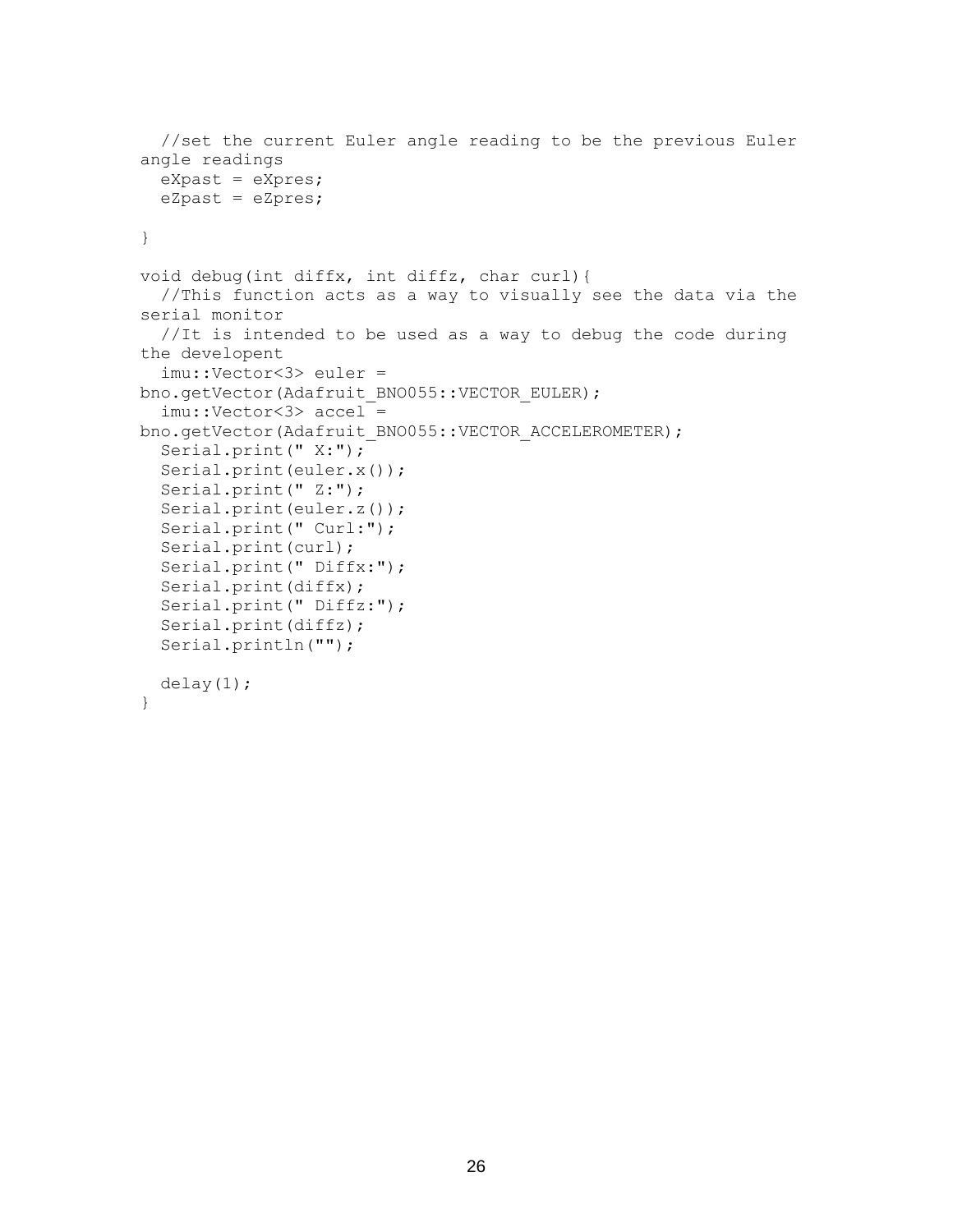```
  //set the current Euler angle reading to be the previous Euler
angle readings
  eXpast = eXpres;
  eZpast = eZpres;

}

void debug(int diffx, int diffz, char curl){
  //This function acts as a way to visually see the data via the
serial monitor
  //It is intended to be used as a way to debug the code during
the developent
  imu::Vector<3> euler =
bno.getVector(Adafruit_BNO055::VECTOR_EULER);
  imu::Vector<3> accel =
bno.getVector(Adafruit_BNO055::VECTOR_ACCELEROMETER);
  Serial.print(" X:");
  Serial.print(euler.x());
  Serial.print(" Z:");
  Serial.print(euler.z());
  Serial.print(" Curl:");
  Serial.print(curl);
  Serial.print(" Diffx:");
  Serial.print(diffx);
  Serial.print(" Diffz:");
  Serial.print(diffz);
  Serial.println("");

  delay(1);
}
```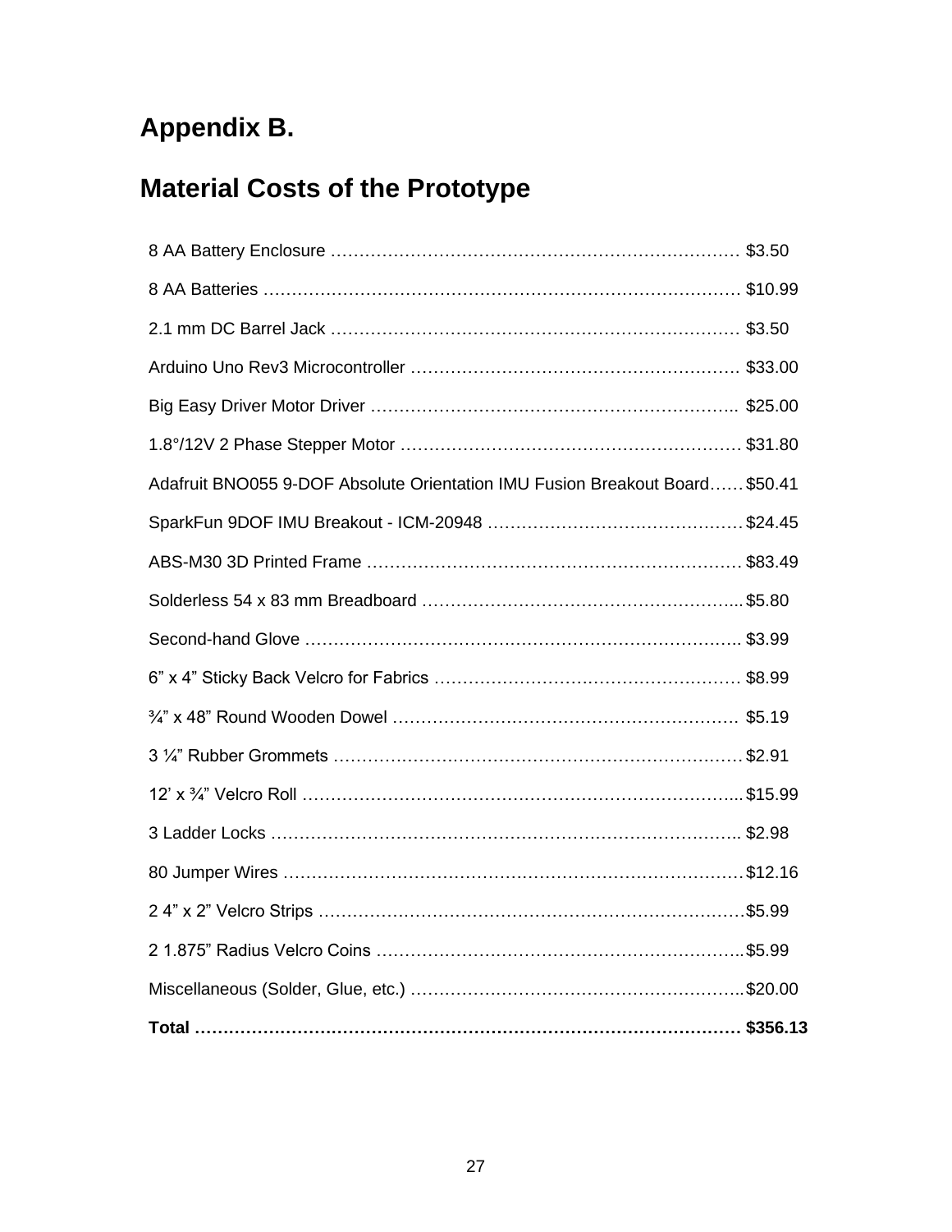# Appendix B.

## Material Costs of the Prototype

| | |
|---|---|
| 8 AA Battery Enclosure | $3.50 |
| 8 AA Batteries | $10.99 |
| 2.1 mm DC Barrel Jack | $3.50 |
| Arduino Uno Rev3 Microcontroller | $33.00 |
| Big Easy Driver Motor Driver | $25.00 |
| 1.8°/12V 2 Phase Stepper Motor | $31.80 |
| Adafruit BNO055 9-DOF Absolute Orientation IMU Fusion Breakout Board | $50.41 |
| SparkFun 9DOF IMU Breakout - ICM-20948 | $24.45 |
| ABS-M30 3D Printed Frame | $83.49 |
| Solderless 54 x 83 mm Breadboard | $5.80 |
| Second-hand Glove | $3.99 |
| 6” x 4” Sticky Back Velcro for Fabrics | $8.99 |
| ¾” x 48” Round Wooden Dowel | $5.19 |
| 3 ¼” Rubber Grommets | $2.91 |
| 12’ x ¾” Velcro Roll | $15.99 |
| 3 Ladder Locks | $2.98 |
| 80 Jumper Wires | $12.16 |
| 2 4” x 2” Velcro Strips | $5.99 |
| 2 1.875” Radius Velcro Coins | $5.99 |
| Miscellaneous (Solder, Glue, etc.) | $20.00 |
| **Total** | **$356.13** |